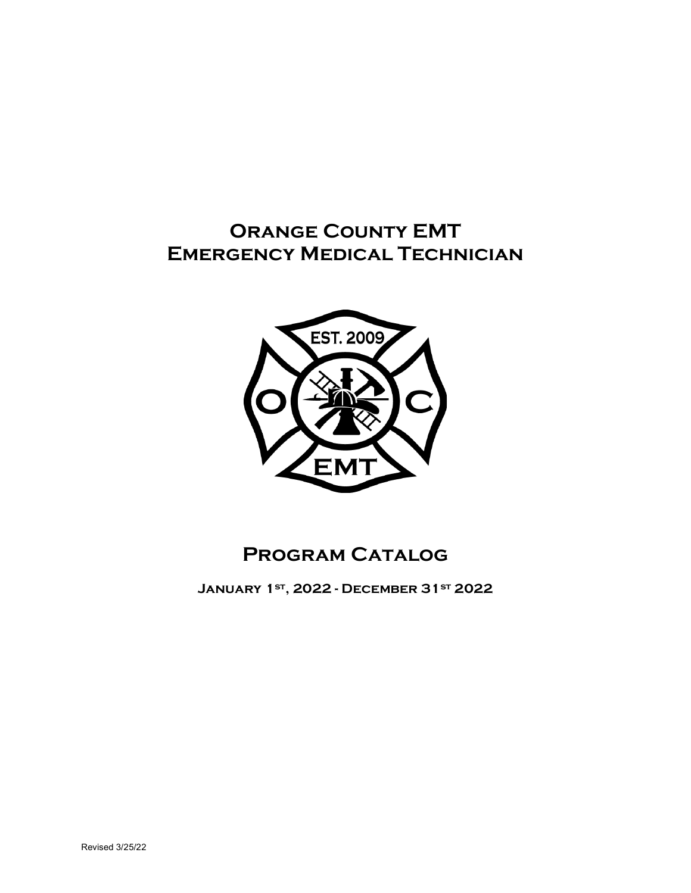# Orange County EMT
# Emergency Medical Technician

## Program Catalog

**January 1st, 2022 - December 31st 2022**

Revised 3/25/22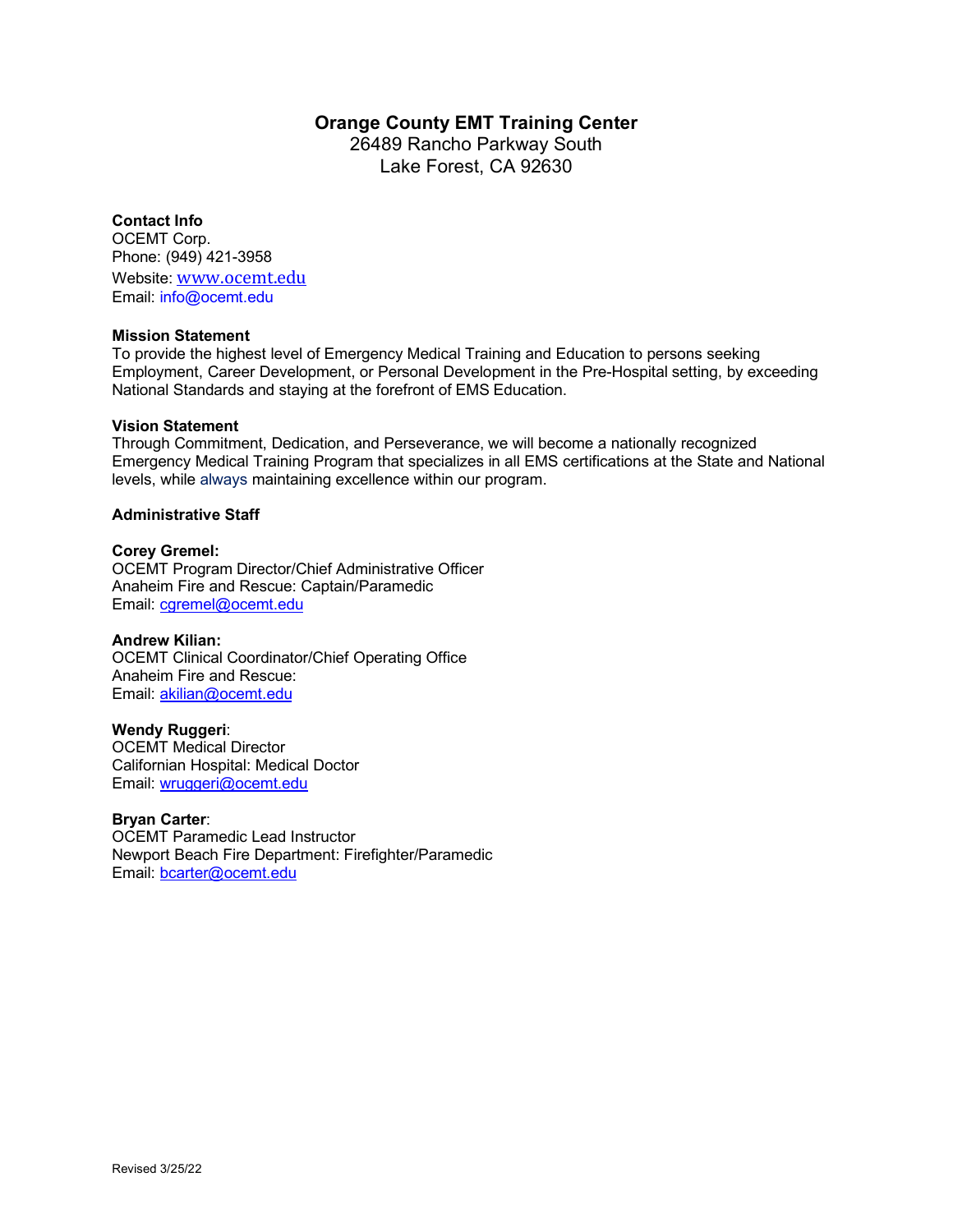# Orange County EMT Training Center

26489 Rancho Parkway South
Lake Forest, CA 92630

**Contact Info**
OCEMT Corp.
Phone: (949) 421-3958
Website: www.ocemt.edu
Email: info@ocemt.edu

**Mission Statement**
To provide the highest level of Emergency Medical Training and Education to persons seeking Employment, Career Development, or Personal Development in the Pre-Hospital setting, by exceeding National Standards and staying at the forefront of EMS Education.

**Vision Statement**
Through Commitment, Dedication, and Perseverance, we will become a nationally recognized Emergency Medical Training Program that specializes in all EMS certifications at the State and National levels, while always maintaining excellence within our program.

**Administrative Staff**

**Corey Gremel:**
OCEMT Program Director/Chief Administrative Officer
Anaheim Fire and Rescue: Captain/Paramedic
Email: cgremel@ocemt.edu

**Andrew Kilian:**
OCEMT Clinical Coordinator/Chief Operating Office
Anaheim Fire and Rescue:
Email: akilian@ocemt.edu

**Wendy Ruggeri**:
OCEMT Medical Director
Californian Hospital: Medical Doctor
Email: wruggeri@ocemt.edu

**Bryan Carter**:
OCEMT Paramedic Lead Instructor
Newport Beach Fire Department: Firefighter/Paramedic
Email: bcarter@ocemt.edu

Revised 3/25/22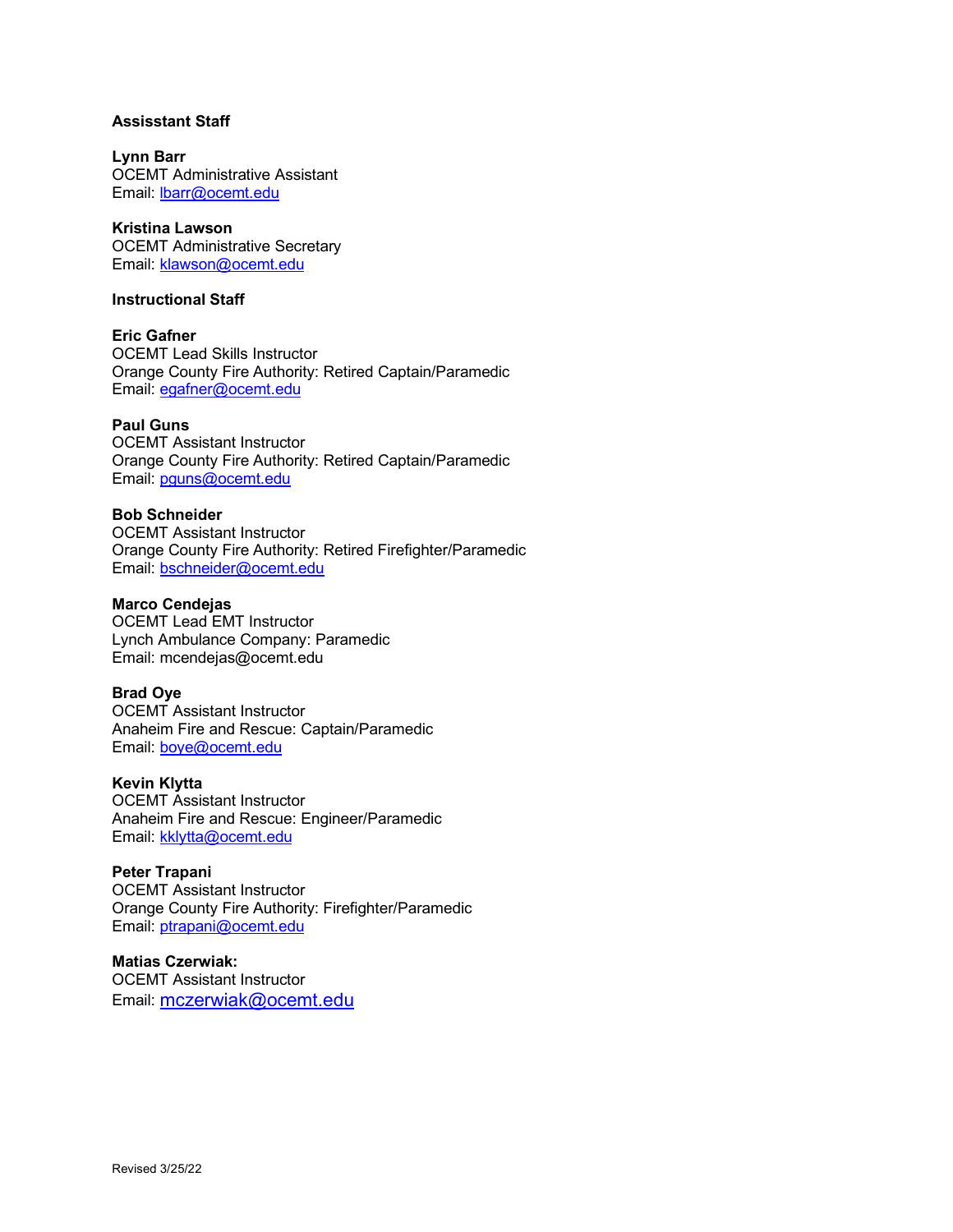**Assisstant Staff**

**Lynn Barr**
OCEMT Administrative Assistant
Email: lbarr@ocemt.edu

**Kristina Lawson**
OCEMT Administrative Secretary
Email: klawson@ocemt.edu

**Instructional Staff**

**Eric Gafner**
OCEMT Lead Skills Instructor
Orange County Fire Authority: Retired Captain/Paramedic
Email: egafner@ocemt.edu

**Paul Guns**
OCEMT Assistant Instructor
Orange County Fire Authority: Retired Captain/Paramedic
Email: pguns@ocemt.edu

**Bob Schneider**
OCEMT Assistant Instructor
Orange County Fire Authority: Retired Firefighter/Paramedic
Email: bschneider@ocemt.edu

**Marco Cendejas**
OCEMT Lead EMT Instructor
Lynch Ambulance Company: Paramedic
Email: mcendejas@ocemt.edu

**Brad Oye**
OCEMT Assistant Instructor
Anaheim Fire and Rescue: Captain/Paramedic
Email: boye@ocemt.edu

**Kevin Klytta**
OCEMT Assistant Instructor
Anaheim Fire and Rescue: Engineer/Paramedic
Email: kklytta@ocemt.edu

**Peter Trapani**
OCEMT Assistant Instructor
Orange County Fire Authority: Firefighter/Paramedic
Email: ptrapani@ocemt.edu

**Matias Czerwiak:**
OCEMT Assistant Instructor
Email: mczerwiak@ocemt.edu

Revised 3/25/22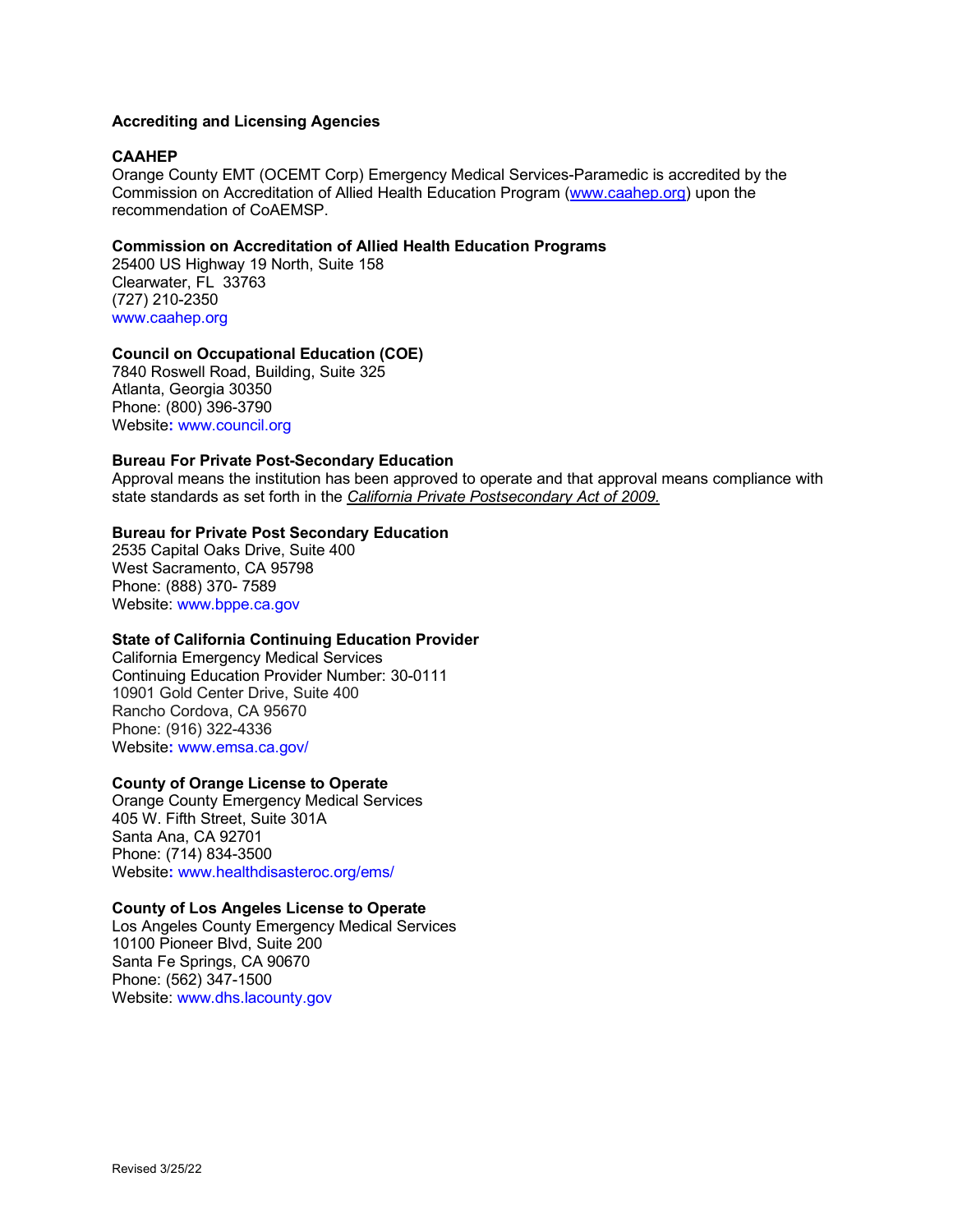## Accrediting and Licensing Agencies

**CAAHEP**

Orange County EMT (OCEMT Corp) Emergency Medical Services-Paramedic is accredited by the Commission on Accreditation of Allied Health Education Program (www.caahep.org) upon the recommendation of CoAEMSP.

**Commission on Accreditation of Allied Health Education Programs**
25400 US Highway 19 North, Suite 158
Clearwater, FL 33763
(727) 210-2350
www.caahep.org

**Council on Occupational Education (COE)**
7840 Roswell Road, Building, Suite 325
Atlanta, Georgia 30350
Phone: (800) 396-3790
Website**:** www.council.org

**Bureau For Private Post-Secondary Education**

Approval means the institution has been approved to operate and that approval means compliance with state standards as set forth in the *California Private Postsecondary Act of 2009.*

**Bureau for Private Post Secondary Education**
2535 Capital Oaks Drive, Suite 400
West Sacramento, CA 95798
Phone: (888) 370- 7589
Website: www.bppe.ca.gov

**State of California Continuing Education Provider**
California Emergency Medical Services
Continuing Education Provider Number: 30-0111
10901 Gold Center Drive, Suite 400
Rancho Cordova, CA 95670
Phone: (916) 322-4336
Website**:** www.emsa.ca.gov/

**County of Orange License to Operate**
Orange County Emergency Medical Services
405 W. Fifth Street, Suite 301A
Santa Ana, CA 92701
Phone: (714) 834-3500
Website**:** www.healthdisasteroc.org/ems/

**County of Los Angeles License to Operate**
Los Angeles County Emergency Medical Services
10100 Pioneer Blvd, Suite 200
Santa Fe Springs, CA 90670
Phone: (562) 347-1500
Website: www.dhs.lacounty.gov

Revised 3/25/22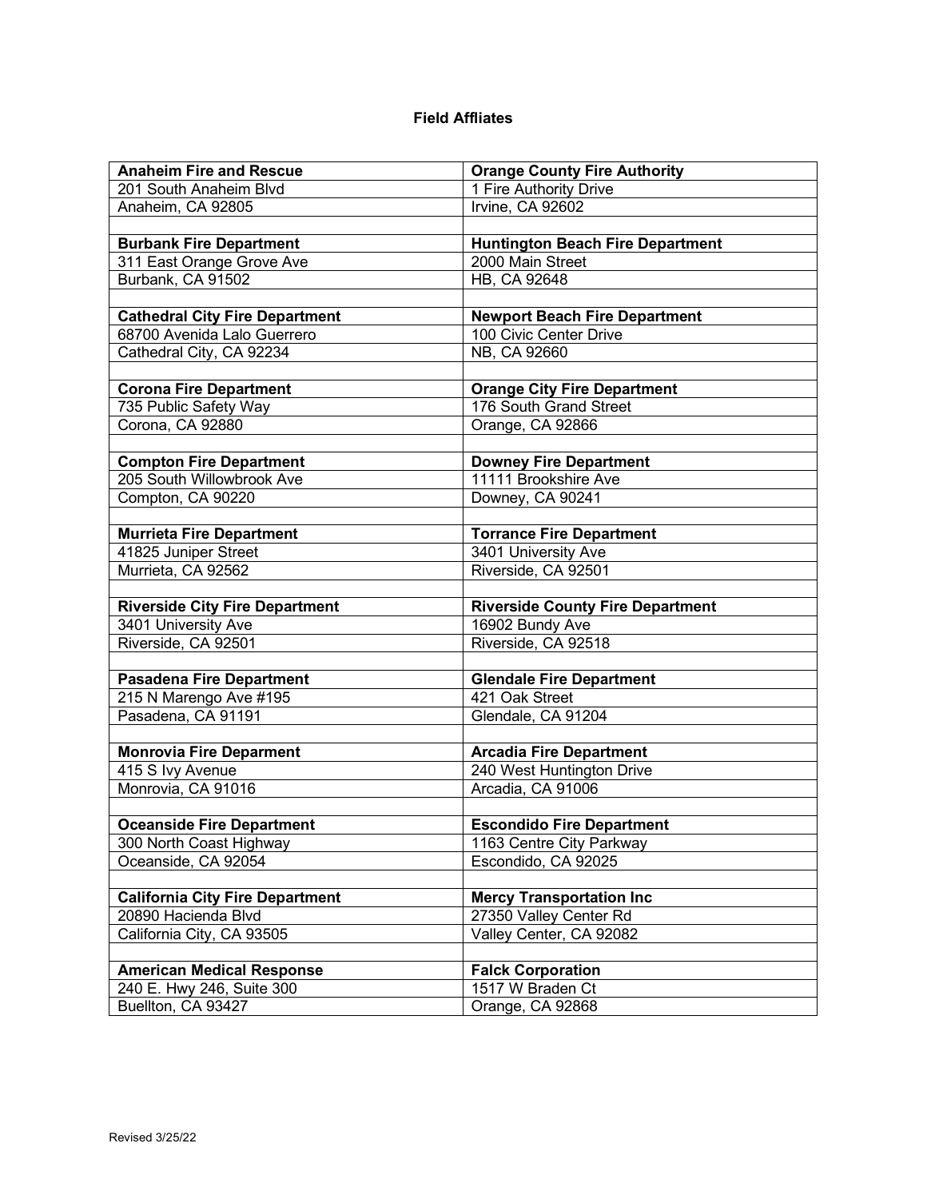### Field Affliates

| | |
|---|---|
| **Anaheim Fire and Rescue** | **Orange County Fire Authority** |
| 201 South Anaheim Blvd | 1 Fire Authority Drive |
| Anaheim, CA 92805 | Irvine, CA 92602 |
| | |
| **Burbank Fire Department** | **Huntington Beach Fire Department** |
| 311 East Orange Grove Ave | 2000 Main Street |
| Burbank, CA 91502 | HB, CA 92648 |
| | |
| **Cathedral City Fire Department** | **Newport Beach Fire Department** |
| 68700 Avenida Lalo Guerrero | 100 Civic Center Drive |
| Cathedral City, CA 92234 | NB, CA 92660 |
| | |
| **Corona Fire Department** | **Orange City Fire Department** |
| 735 Public Safety Way | 176 South Grand Street |
| Corona, CA 92880 | Orange, CA 92866 |
| | |
| **Compton Fire Department** | **Downey Fire Department** |
| 205 South Willowbrook Ave | 11111 Brookshire Ave |
| Compton, CA 90220 | Downey, CA 90241 |
| | |
| **Murrieta Fire Department** | **Torrance Fire Department** |
| 41825 Juniper Street | 3401 University Ave |
| Murrieta, CA 92562 | Riverside, CA 92501 |
| | |
| **Riverside City Fire Department** | **Riverside County Fire Department** |
| 3401 University Ave | 16902 Bundy Ave |
| Riverside, CA 92501 | Riverside, CA 92518 |
| | |
| **Pasadena Fire Department** | **Glendale Fire Department** |
| 215 N Marengo Ave #195 | 421 Oak Street |
| Pasadena, CA 91191 | Glendale, CA 91204 |
| | |
| **Monrovia Fire Deparment** | **Arcadia Fire Department** |
| 415 S Ivy Avenue | 240 West Huntington Drive |
| Monrovia, CA 91016 | Arcadia, CA 91006 |
| | |
| **Oceanside Fire Department** | **Escondido Fire Department** |
| 300 North Coast Highway | 1163 Centre City Parkway |
| Oceanside, CA 92054 | Escondido, CA 92025 |
| | |
| **California City Fire Department** | **Mercy Transportation Inc** |
| 20890 Hacienda Blvd | 27350 Valley Center Rd |
| California City, CA 93505 | Valley Center, CA 92082 |
| | |
| **American Medical Response** | **Falck Corporation** |
| 240 E. Hwy 246, Suite 300 | 1517 W Braden Ct |
| Buellton, CA 93427 | Orange, CA 92868 |

Revised 3/25/22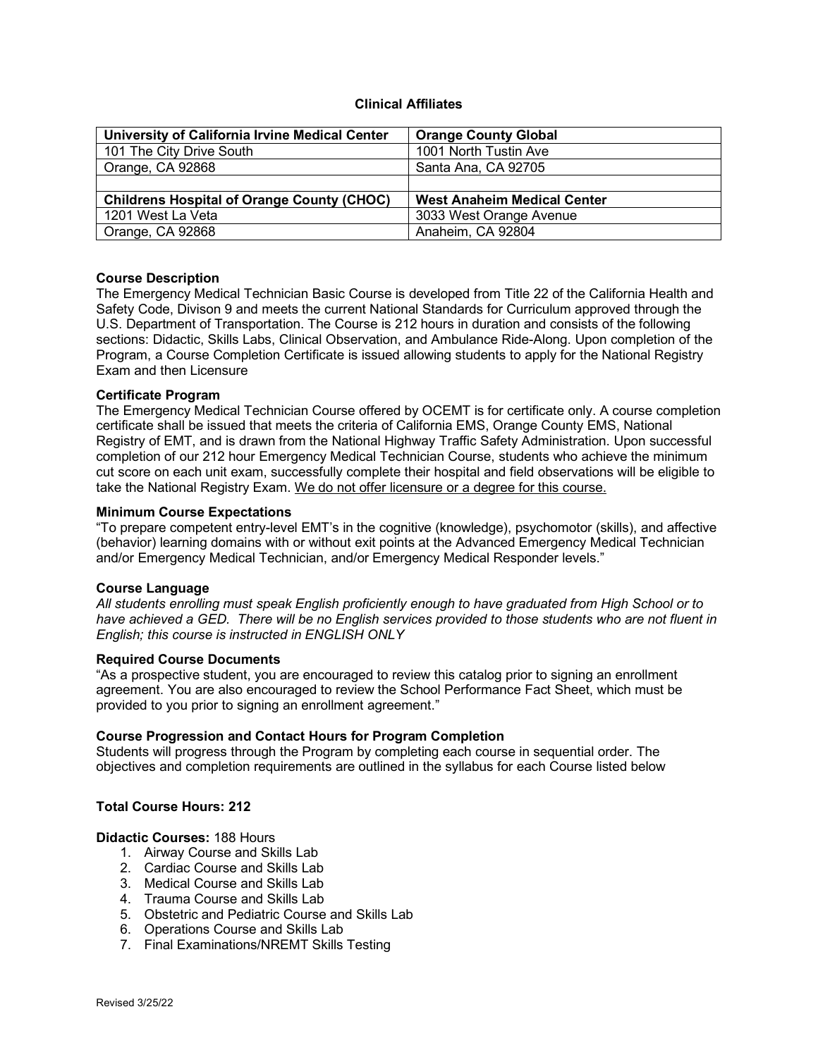## Clinical Affiliates

| University of California Irvine Medical Center | Orange County Global |
|---|---|
| 101 The City Drive South | 1001 North Tustin Ave |
| Orange, CA 92868 | Santa Ana, CA 92705 |
| | |
| **Childrens Hospital of Orange County (CHOC)** | **West Anaheim Medical Center** |
| 1201 West La Veta | 3033 West Orange Avenue |
| Orange, CA 92868 | Anaheim, CA 92804 |

### Course Description

The Emergency Medical Technician Basic Course is developed from Title 22 of the California Health and Safety Code, Divison 9 and meets the current National Standards for Curriculum approved through the U.S. Department of Transportation. The Course is 212 hours in duration and consists of the following sections: Didactic, Skills Labs, Clinical Observation, and Ambulance Ride-Along. Upon completion of the Program, a Course Completion Certificate is issued allowing students to apply for the National Registry Exam and then Licensure

### Certificate Program

The Emergency Medical Technician Course offered by OCEMT is for certificate only. A course completion certificate shall be issued that meets the criteria of California EMS, Orange County EMS, National Registry of EMT, and is drawn from the National Highway Traffic Safety Administration. Upon successful completion of our 212 hour Emergency Medical Technician Course, students who achieve the minimum cut score on each unit exam, successfully complete their hospital and field observations will be eligible to take the National Registry Exam. <u>We do not offer licensure or a degree for this course.</u>

### Minimum Course Expectations

"To prepare competent entry-level EMT's in the cognitive (knowledge), psychomotor (skills), and affective (behavior) learning domains with or without exit points at the Advanced Emergency Medical Technician and/or Emergency Medical Technician, and/or Emergency Medical Responder levels."

### Course Language

*All students enrolling must speak English proficiently enough to have graduated from High School or to have achieved a GED. There will be no English services provided to those students who are not fluent in English; this course is instructed in ENGLISH ONLY*

### Required Course Documents

"As a prospective student, you are encouraged to review this catalog prior to signing an enrollment agreement. You are also encouraged to review the School Performance Fact Sheet, which must be provided to you prior to signing an enrollment agreement."

### Course Progression and Contact Hours for Program Completion

Students will progress through the Program by completing each course in sequential order. The objectives and completion requirements are outlined in the syllabus for each Course listed below

**Total Course Hours: 212**

**Didactic Courses:** 188 Hours

1. Airway Course and Skills Lab
2. Cardiac Course and Skills Lab
3. Medical Course and Skills Lab
4. Trauma Course and Skills Lab
5. Obstetric and Pediatric Course and Skills Lab
6. Operations Course and Skills Lab
7. Final Examinations/NREMT Skills Testing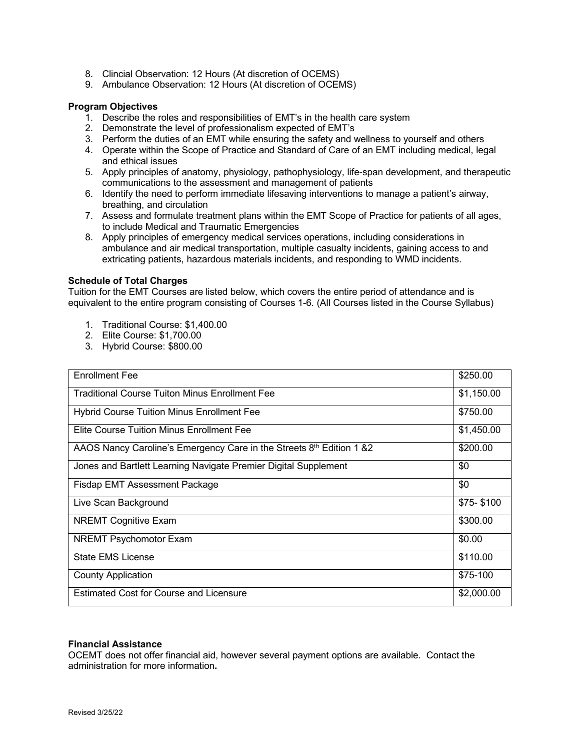8. Clincial Observation: 12 Hours (At discretion of OCEMS)
9. Ambulance Observation: 12 Hours (At discretion of OCEMS)

**Program Objectives**

1. Describe the roles and responsibilities of EMT's in the health care system
2. Demonstrate the level of professionalism expected of EMT's
3. Perform the duties of an EMT while ensuring the safety and wellness to yourself and others
4. Operate within the Scope of Practice and Standard of Care of an EMT including medical, legal and ethical issues
5. Apply principles of anatomy, physiology, pathophysiology, life-span development, and therapeutic communications to the assessment and management of patients
6. Identify the need to perform immediate lifesaving interventions to manage a patient's airway, breathing, and circulation
7. Assess and formulate treatment plans within the EMT Scope of Practice for patients of all ages, to include Medical and Traumatic Emergencies
8. Apply principles of emergency medical services operations, including considerations in ambulance and air medical transportation, multiple casualty incidents, gaining access to and extricating patients, hazardous materials incidents, and responding to WMD incidents.

**Schedule of Total Charges**

Tuition for the EMT Courses are listed below, which covers the entire period of attendance and is equivalent to the entire program consisting of Courses 1-6. (All Courses listed in the Course Syllabus)

1. Traditional Course: $1,400.00
2. Elite Course: $1,700.00
3. Hybrid Course: $800.00

| Enrollment Fee | $250.00 |
|---|---|
| Traditional Course Tuiton Minus Enrollment Fee | $1,150.00 |
| Hybrid Course Tuition Minus Enrollment Fee | $750.00 |
| Elite Course Tuition Minus Enrollment Fee | $1,450.00 |
| AAOS Nancy Caroline's Emergency Care in the Streets 8th Edition 1 &2 | $200.00 |
| Jones and Bartlett Learning Navigate Premier Digital Supplement | $0 |
| Fisdap EMT Assessment Package | $0 |
| Live Scan Background | $75- $100 |
| NREMT Cognitive Exam | $300.00 |
| NREMT Psychomotor Exam | $0.00 |
| State EMS License | $110.00 |
| County Application | $75-100 |
| Estimated Cost for Course and Licensure | $2,000.00 |

**Financial Assistance**

OCEMT does not offer financial aid, however several payment options are available. Contact the administration for more information**.**

Revised 3/25/22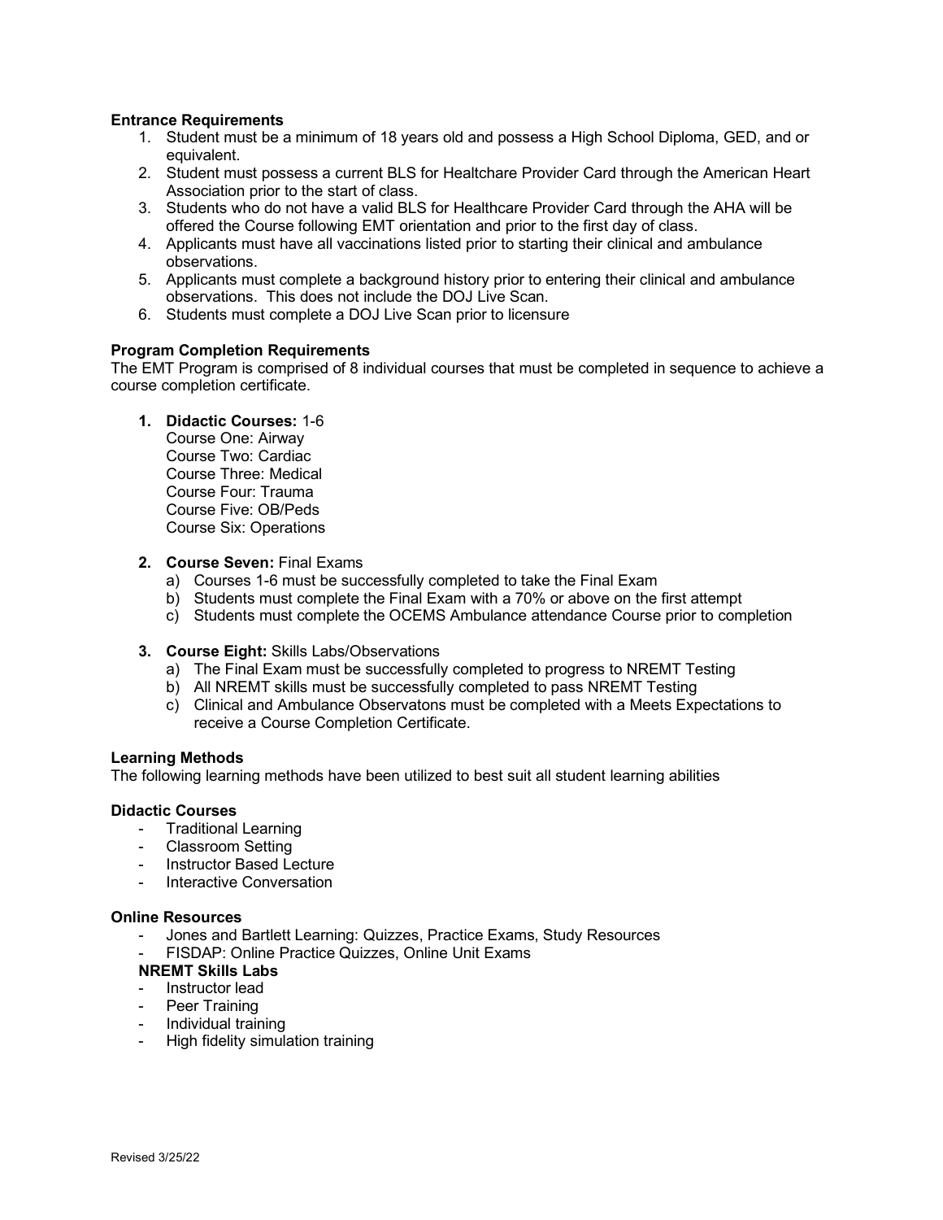**Entrance Requirements**

1. Student must be a minimum of 18 years old and possess a High School Diploma, GED, and or equivalent.
2. Student must possess a current BLS for Healtchare Provider Card through the American Heart Association prior to the start of class.
3. Students who do not have a valid BLS for Healthcare Provider Card through the AHA will be offered the Course following EMT orientation and prior to the first day of class.
4. Applicants must have all vaccinations listed prior to starting their clinical and ambulance observations.
5. Applicants must complete a background history prior to entering their clinical and ambulance observations. This does not include the DOJ Live Scan.
6. Students must complete a DOJ Live Scan prior to licensure

**Program Completion Requirements**

The EMT Program is comprised of 8 individual courses that must be completed in sequence to achieve a course completion certificate.

1. **Didactic Courses:** 1-6
   Course One: Airway
   Course Two: Cardiac
   Course Three: Medical
   Course Four: Trauma
   Course Five: OB/Peds
   Course Six: Operations

2. **Course Seven:** Final Exams
   a) Courses 1-6 must be successfully completed to take the Final Exam
   b) Students must complete the Final Exam with a 70% or above on the first attempt
   c) Students must complete the OCEMS Ambulance attendance Course prior to completion

3. **Course Eight:** Skills Labs/Observations
   a) The Final Exam must be successfully completed to progress to NREMT Testing
   b) All NREMT skills must be successfully completed to pass NREMT Testing
   c) Clinical and Ambulance Observatons must be completed with a Meets Expectations to receive a Course Completion Certificate.

**Learning Methods**

The following learning methods have been utilized to best suit all student learning abilities

**Didactic Courses**

- Traditional Learning
- Classroom Setting
- Instructor Based Lecture
- Interactive Conversation

**Online Resources**

- Jones and Bartlett Learning: Quizzes, Practice Exams, Study Resources
- FISDAP: Online Practice Quizzes, Online Unit Exams

**NREMT Skills Labs**

- Instructor lead
- Peer Training
- Individual training
- High fidelity simulation training

Revised 3/25/22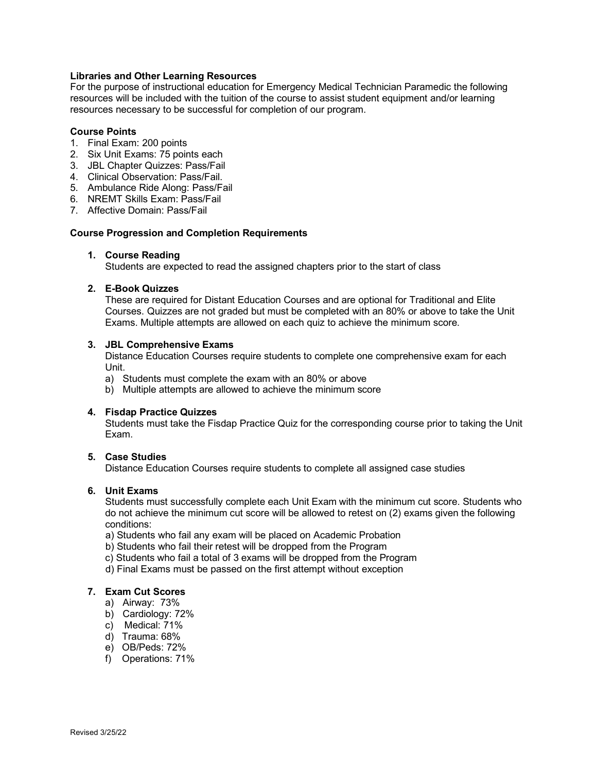**Libraries and Other Learning Resources**

For the purpose of instructional education for Emergency Medical Technician Paramedic the following resources will be included with the tuition of the course to assist student equipment and/or learning resources necessary to be successful for completion of our program.

**Course Points**

1. Final Exam: 200 points
2. Six Unit Exams: 75 points each
3. JBL Chapter Quizzes: Pass/Fail
4. Clinical Observation: Pass/Fail.
5. Ambulance Ride Along: Pass/Fail
6. NREMT Skills Exam: Pass/Fail
7. Affective Domain: Pass/Fail

**Course Progression and Completion Requirements**

1. **Course Reading**
   Students are expected to read the assigned chapters prior to the start of class

2. **E-Book Quizzes**
   These are required for Distant Education Courses and are optional for Traditional and Elite Courses. Quizzes are not graded but must be completed with an 80% or above to take the Unit Exams. Multiple attempts are allowed on each quiz to achieve the minimum score.

3. **JBL Comprehensive Exams**
   Distance Education Courses require students to complete one comprehensive exam for each Unit.
   a) Students must complete the exam with an 80% or above
   b) Multiple attempts are allowed to achieve the minimum score

4. **Fisdap Practice Quizzes**
   Students must take the Fisdap Practice Quiz for the corresponding course prior to taking the Unit Exam.

5. **Case Studies**
   Distance Education Courses require students to complete all assigned case studies

6. **Unit Exams**
   Students must successfully complete each Unit Exam with the minimum cut score. Students who do not achieve the minimum cut score will be allowed to retest on (2) exams given the following conditions:
   a) Students who fail any exam will be placed on Academic Probation
   b) Students who fail their retest will be dropped from the Program
   c) Students who fail a total of 3 exams will be dropped from the Program
   d) Final Exams must be passed on the first attempt without exception

7. **Exam Cut Scores**
   a) Airway: 73%
   b) Cardiology: 72%
   c) Medical: 71%
   d) Trauma: 68%
   e) OB/Peds: 72%
   f) Operations: 71%

Revised 3/25/22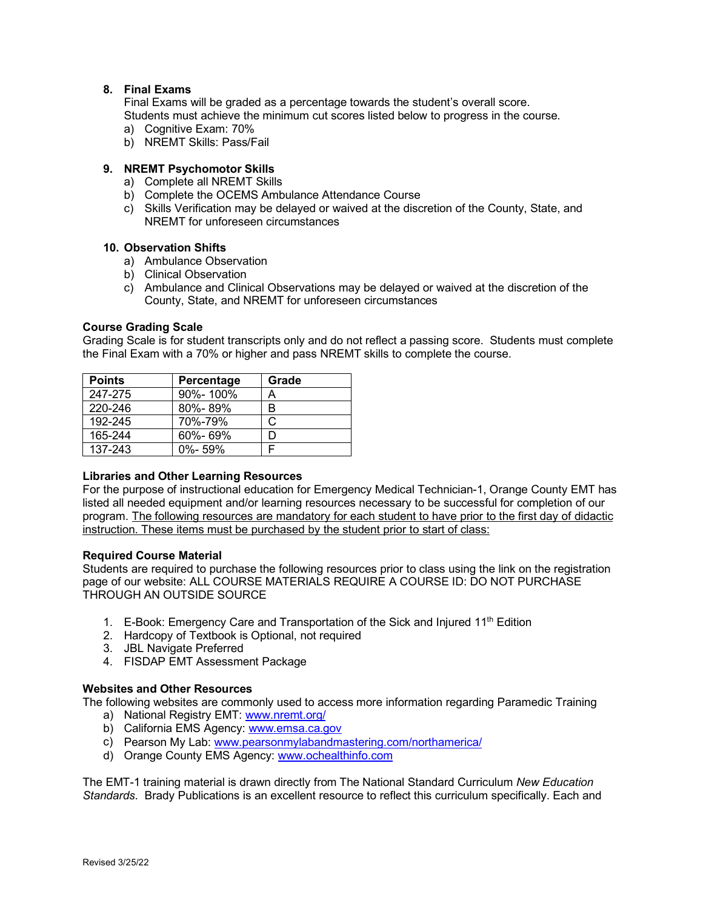8. **Final Exams**
   Final Exams will be graded as a percentage towards the student's overall score.
   Students must achieve the minimum cut scores listed below to progress in the course.
   a) Cognitive Exam: 70%
   b) NREMT Skills: Pass/Fail

9. **NREMT Psychomotor Skills**
   a) Complete all NREMT Skills
   b) Complete the OCEMS Ambulance Attendance Course
   c) Skills Verification may be delayed or waived at the discretion of the County, State, and NREMT for unforeseen circumstances

10. **Observation Shifts**
    a) Ambulance Observation
    b) Clinical Observation
    c) Ambulance and Clinical Observations may be delayed or waived at the discretion of the County, State, and NREMT for unforeseen circumstances

**Course Grading Scale**
Grading Scale is for student transcripts only and do not reflect a passing score. Students must complete the Final Exam with a 70% or higher and pass NREMT skills to complete the course.

| Points | Percentage | Grade |
|---|---|---|
| 247-275 | 90%- 100% | A |
| 220-246 | 80%- 89% | B |
| 192-245 | 70%-79% | C |
| 165-244 | 60%- 69% | D |
| 137-243 | 0%- 59% | F |

**Libraries and Other Learning Resources**
For the purpose of instructional education for Emergency Medical Technician-1, Orange County EMT has listed all needed equipment and/or learning resources necessary to be successful for completion of our program. <u>The following resources are mandatory for each student to have prior to the first day of didactic instruction. These items must be purchased by the student prior to start of class:</u>

**Required Course Material**
Students are required to purchase the following resources prior to class using the link on the registration page of our website: ALL COURSE MATERIALS REQUIRE A COURSE ID: DO NOT PURCHASE THROUGH AN OUTSIDE SOURCE

1. E-Book: Emergency Care and Transportation of the Sick and Injured 11th Edition
2. Hardcopy of Textbook is Optional, not required
3. JBL Navigate Preferred
4. FISDAP EMT Assessment Package

**Websites and Other Resources**
The following websites are commonly used to access more information regarding Paramedic Training
a) National Registry EMT: www.nremt.org/
b) California EMS Agency: www.emsa.ca.gov
c) Pearson My Lab: www.pearsonmylabandmastering.com/northamerica/
d) Orange County EMS Agency: www.ochealthinfo.com

The EMT-1 training material is drawn directly from The National Standard Curriculum *New Education Standards*. Brady Publications is an excellent resource to reflect this curriculum specifically. Each and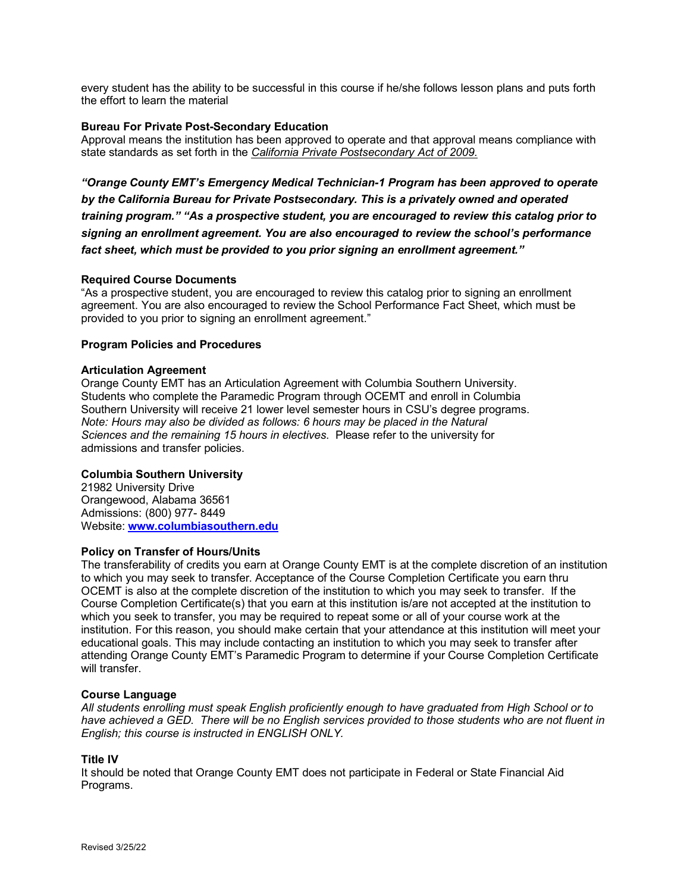every student has the ability to be successful in this course if he/she follows lesson plans and puts forth the effort to learn the material

**Bureau For Private Post-Secondary Education**
Approval means the institution has been approved to operate and that approval means compliance with state standards as set forth in the *California Private Postsecondary Act of 2009.*

***"Orange County EMT's Emergency Medical Technician-1 Program has been approved to operate by the California Bureau for Private Postsecondary. This is a privately owned and operated training program." "As a prospective student, you are encouraged to review this catalog prior to signing an enrollment agreement. You are also encouraged to review the school's performance fact sheet, which must be provided to you prior signing an enrollment agreement."***

**Required Course Documents**
"As a prospective student, you are encouraged to review this catalog prior to signing an enrollment agreement. You are also encouraged to review the School Performance Fact Sheet, which must be provided to you prior to signing an enrollment agreement."

**Program Policies and Procedures**

**Articulation Agreement**
Orange County EMT has an Articulation Agreement with Columbia Southern University. Students who complete the Paramedic Program through OCEMT and enroll in Columbia Southern University will receive 21 lower level semester hours in CSU's degree programs. *Note: Hours may also be divided as follows: 6 hours may be placed in the Natural Sciences and the remaining 15 hours in electives*. Please refer to the university for admissions and transfer policies.

**Columbia Southern University**
21982 University Drive
Orangewood, Alabama 36561
Admissions: (800) 977- 8449
Website: **www.columbiasouthern.edu**

**Policy on Transfer of Hours/Units**
The transferability of credits you earn at Orange County EMT is at the complete discretion of an institution to which you may seek to transfer. Acceptance of the Course Completion Certificate you earn thru OCEMT is also at the complete discretion of the institution to which you may seek to transfer. If the Course Completion Certificate(s) that you earn at this institution is/are not accepted at the institution to which you seek to transfer, you may be required to repeat some or all of your course work at the institution. For this reason, you should make certain that your attendance at this institution will meet your educational goals. This may include contacting an institution to which you may seek to transfer after attending Orange County EMT's Paramedic Program to determine if your Course Completion Certificate will transfer.

**Course Language**
*All students enrolling must speak English proficiently enough to have graduated from High School or to have achieved a GED. There will be no English services provided to those students who are not fluent in English; this course is instructed in ENGLISH ONLY.*

**Title IV**
It should be noted that Orange County EMT does not participate in Federal or State Financial Aid Programs.

Revised 3/25/22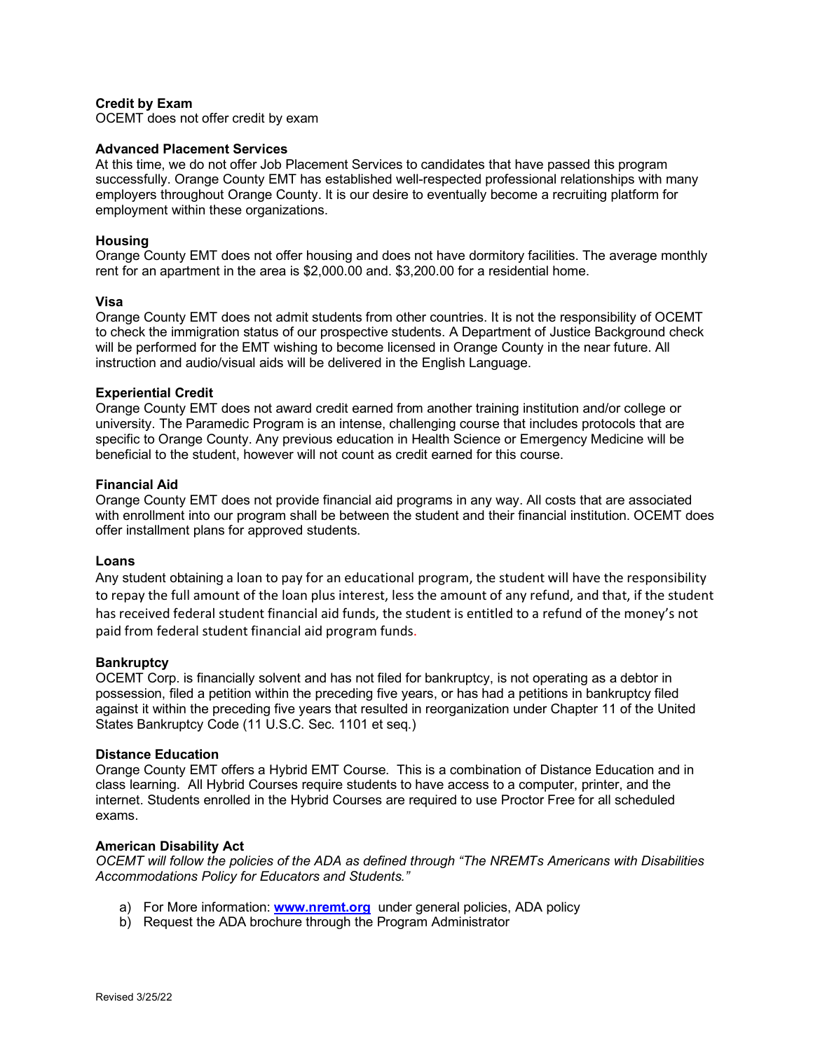**Credit by Exam**
OCEMT does not offer credit by exam

**Advanced Placement Services**
At this time, we do not offer Job Placement Services to candidates that have passed this program successfully. Orange County EMT has established well-respected professional relationships with many employers throughout Orange County. It is our desire to eventually become a recruiting platform for employment within these organizations.

**Housing**
Orange County EMT does not offer housing and does not have dormitory facilities. The average monthly rent for an apartment in the area is $2,000.00 and. $3,200.00 for a residential home.

**Visa**
Orange County EMT does not admit students from other countries. It is not the responsibility of OCEMT to check the immigration status of our prospective students. A Department of Justice Background check will be performed for the EMT wishing to become licensed in Orange County in the near future. All instruction and audio/visual aids will be delivered in the English Language.

**Experiential Credit**
Orange County EMT does not award credit earned from another training institution and/or college or university. The Paramedic Program is an intense, challenging course that includes protocols that are specific to Orange County. Any previous education in Health Science or Emergency Medicine will be beneficial to the student, however will not count as credit earned for this course.

**Financial Aid**
Orange County EMT does not provide financial aid programs in any way. All costs that are associated with enrollment into our program shall be between the student and their financial institution. OCEMT does offer installment plans for approved students.

**Loans**
Any student obtaining a loan to pay for an educational program, the student will have the responsibility to repay the full amount of the loan plus interest, less the amount of any refund, and that, if the student has received federal student financial aid funds, the student is entitled to a refund of the money's not paid from federal student financial aid program funds.

**Bankruptcy**
OCEMT Corp. is financially solvent and has not filed for bankruptcy, is not operating as a debtor in possession, filed a petition within the preceding five years, or has had a petitions in bankruptcy filed against it within the preceding five years that resulted in reorganization under Chapter 11 of the United States Bankruptcy Code (11 U.S.C. Sec. 1101 et seq.)

**Distance Education**
Orange County EMT offers a Hybrid EMT Course. This is a combination of Distance Education and in class learning. All Hybrid Courses require students to have access to a computer, printer, and the internet. Students enrolled in the Hybrid Courses are required to use Proctor Free for all scheduled exams.

**American Disability Act**
*OCEMT will follow the policies of the ADA as defined through "The NREMTs Americans with Disabilities Accommodations Policy for Educators and Students."*

a) For More information: **www.nremt.org** under general policies, ADA policy
b) Request the ADA brochure through the Program Administrator

Revised 3/25/22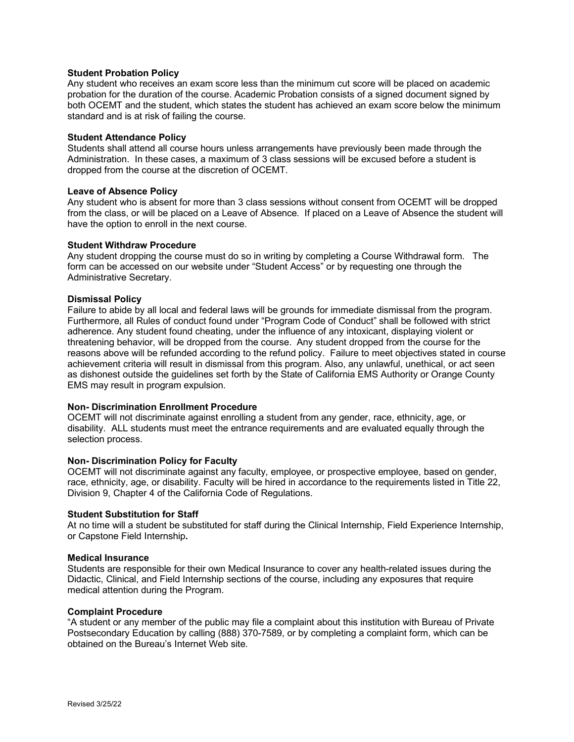**Student Probation Policy**
Any student who receives an exam score less than the minimum cut score will be placed on academic probation for the duration of the course. Academic Probation consists of a signed document signed by both OCEMT and the student, which states the student has achieved an exam score below the minimum standard and is at risk of failing the course.

**Student Attendance Policy**
Students shall attend all course hours unless arrangements have previously been made through the Administration. In these cases, a maximum of 3 class sessions will be excused before a student is dropped from the course at the discretion of OCEMT.

**Leave of Absence Policy**
Any student who is absent for more than 3 class sessions without consent from OCEMT will be dropped from the class, or will be placed on a Leave of Absence. If placed on a Leave of Absence the student will have the option to enroll in the next course.

**Student Withdraw Procedure**
Any student dropping the course must do so in writing by completing a Course Withdrawal form. The form can be accessed on our website under "Student Access" or by requesting one through the Administrative Secretary.

**Dismissal Policy**
Failure to abide by all local and federal laws will be grounds for immediate dismissal from the program. Furthermore, all Rules of conduct found under "Program Code of Conduct" shall be followed with strict adherence. Any student found cheating, under the influence of any intoxicant, displaying violent or threatening behavior, will be dropped from the course. Any student dropped from the course for the reasons above will be refunded according to the refund policy. Failure to meet objectives stated in course achievement criteria will result in dismissal from this program. Also, any unlawful, unethical, or act seen as dishonest outside the guidelines set forth by the State of California EMS Authority or Orange County EMS may result in program expulsion.

**Non- Discrimination Enrollment Procedure**
OCEMT will not discriminate against enrolling a student from any gender, race, ethnicity, age, or disability. ALL students must meet the entrance requirements and are evaluated equally through the selection process.

**Non- Discrimination Policy for Faculty**
OCEMT will not discriminate against any faculty, employee, or prospective employee, based on gender, race, ethnicity, age, or disability. Faculty will be hired in accordance to the requirements listed in Title 22, Division 9, Chapter 4 of the California Code of Regulations.

**Student Substitution for Staff**
At no time will a student be substituted for staff during the Clinical Internship, Field Experience Internship, or Capstone Field Internship**.**

**Medical Insurance**
Students are responsible for their own Medical Insurance to cover any health-related issues during the Didactic, Clinical, and Field Internship sections of the course, including any exposures that require medical attention during the Program.

**Complaint Procedure**
"A student or any member of the public may file a complaint about this institution with Bureau of Private Postsecondary Education by calling (888) 370-7589, or by completing a complaint form, which can be obtained on the Bureau's Internet Web site.

Revised 3/25/22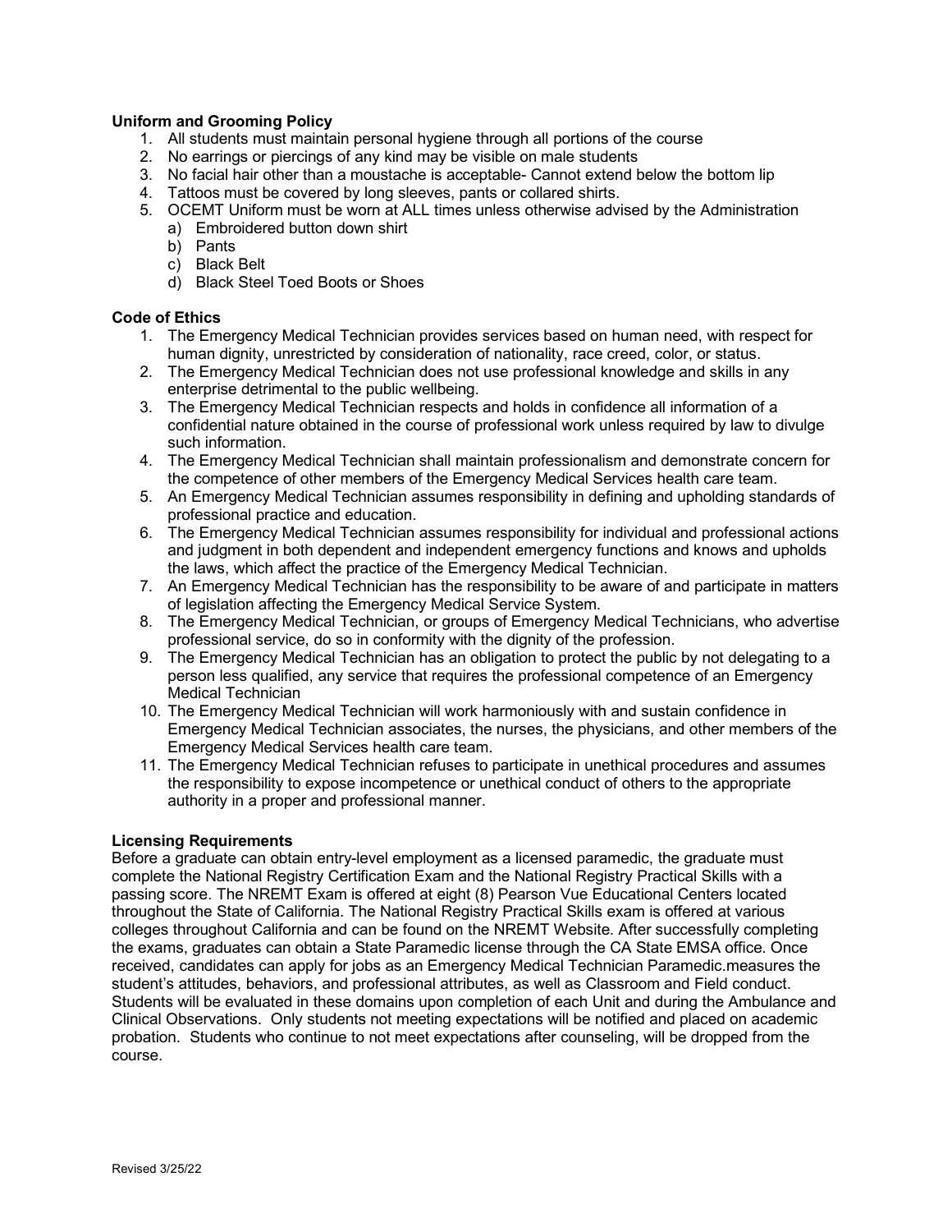**Uniform and Grooming Policy**

1. All students must maintain personal hygiene through all portions of the course
2. No earrings or piercings of any kind may be visible on male students
3. No facial hair other than a moustache is acceptable- Cannot extend below the bottom lip
4. Tattoos must be covered by long sleeves, pants or collared shirts.
5. OCEMT Uniform must be worn at ALL times unless otherwise advised by the Administration
   a) Embroidered button down shirt
   b) Pants
   c) Black Belt
   d) Black Steel Toed Boots or Shoes

**Code of Ethics**

1. The Emergency Medical Technician provides services based on human need, with respect for human dignity, unrestricted by consideration of nationality, race creed, color, or status.
2. The Emergency Medical Technician does not use professional knowledge and skills in any enterprise detrimental to the public wellbeing.
3. The Emergency Medical Technician respects and holds in confidence all information of a confidential nature obtained in the course of professional work unless required by law to divulge such information.
4. The Emergency Medical Technician shall maintain professionalism and demonstrate concern for the competence of other members of the Emergency Medical Services health care team.
5. An Emergency Medical Technician assumes responsibility in defining and upholding standards of professional practice and education.
6. The Emergency Medical Technician assumes responsibility for individual and professional actions and judgment in both dependent and independent emergency functions and knows and upholds the laws, which affect the practice of the Emergency Medical Technician.
7. An Emergency Medical Technician has the responsibility to be aware of and participate in matters of legislation affecting the Emergency Medical Service System.
8. The Emergency Medical Technician, or groups of Emergency Medical Technicians, who advertise professional service, do so in conformity with the dignity of the profession.
9. The Emergency Medical Technician has an obligation to protect the public by not delegating to a person less qualified, any service that requires the professional competence of an Emergency Medical Technician
10. The Emergency Medical Technician will work harmoniously with and sustain confidence in Emergency Medical Technician associates, the nurses, the physicians, and other members of the Emergency Medical Services health care team.
11. The Emergency Medical Technician refuses to participate in unethical procedures and assumes the responsibility to expose incompetence or unethical conduct of others to the appropriate authority in a proper and professional manner.

**Licensing Requirements**

Before a graduate can obtain entry-level employment as a licensed paramedic, the graduate must complete the National Registry Certification Exam and the National Registry Practical Skills with a passing score. The NREMT Exam is offered at eight (8) Pearson Vue Educational Centers located throughout the State of California. The National Registry Practical Skills exam is offered at various colleges throughout California and can be found on the NREMT Website. After successfully completing the exams, graduates can obtain a State Paramedic license through the CA State EMSA office. Once received, candidates can apply for jobs as an Emergency Medical Technician Paramedic.measures the student's attitudes, behaviors, and professional attributes, as well as Classroom and Field conduct. Students will be evaluated in these domains upon completion of each Unit and during the Ambulance and Clinical Observations. Only students not meeting expectations will be notified and placed on academic probation. Students who continue to not meet expectations after counseling, will be dropped from the course.

Revised 3/25/22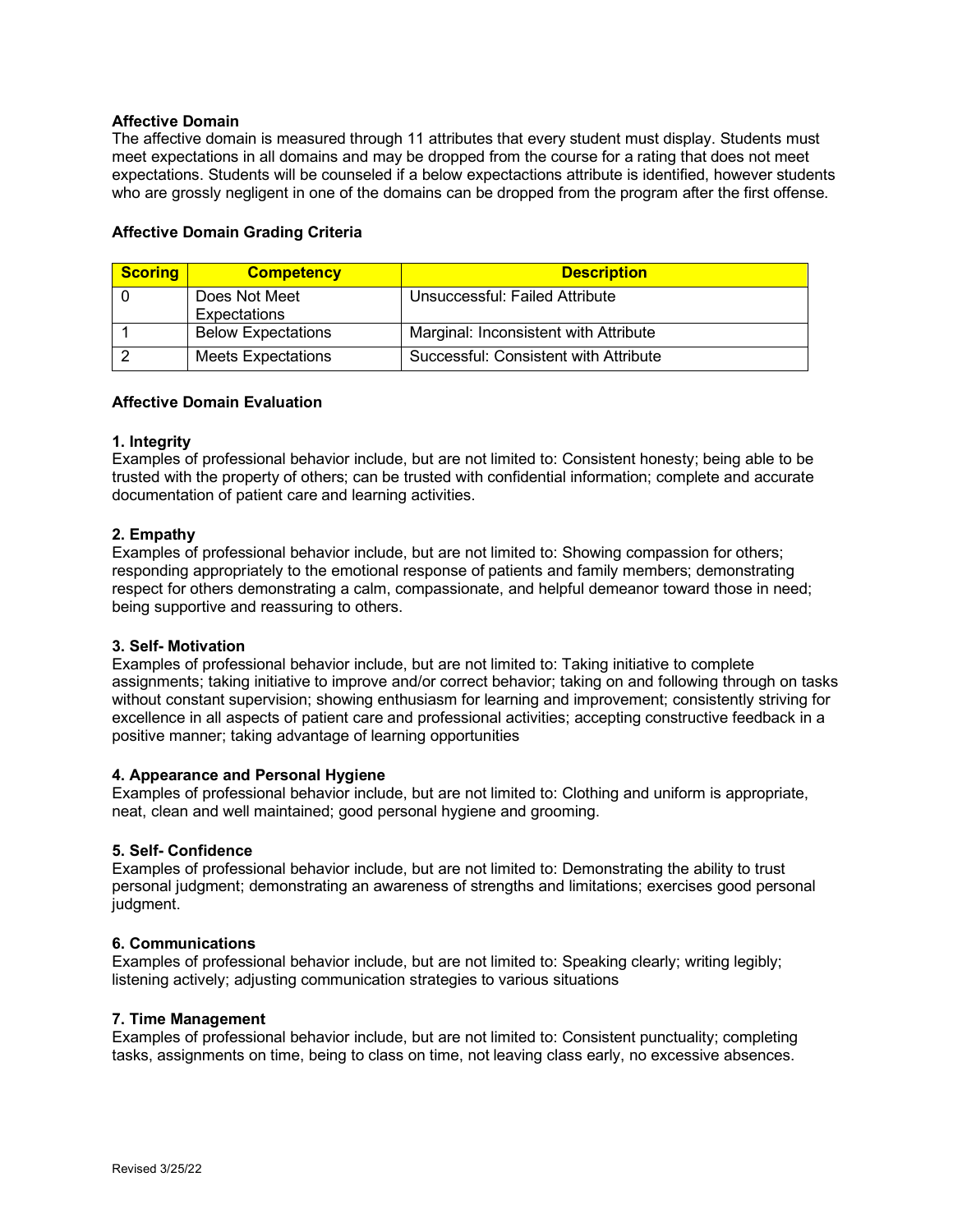**Affective Domain**

The affective domain is measured through 11 attributes that every student must display. Students must meet expectations in all domains and may be dropped from the course for a rating that does not meet expectations. Students will be counseled if a below expectactions attribute is identified, however students who are grossly negligent in one of the domains can be dropped from the program after the first offense.

**Affective Domain Grading Criteria**

| Scoring | Competency | Description |
|---|---|---|
| 0 | Does Not Meet Expectations | Unsuccessful: Failed Attribute |
| 1 | Below Expectations | Marginal: Inconsistent with Attribute |
| 2 | Meets Expectations | Successful: Consistent with Attribute |

**Affective Domain Evaluation**

**1. Integrity**

Examples of professional behavior include, but are not limited to: Consistent honesty; being able to be trusted with the property of others; can be trusted with confidential information; complete and accurate documentation of patient care and learning activities.

**2. Empathy**

Examples of professional behavior include, but are not limited to: Showing compassion for others; responding appropriately to the emotional response of patients and family members; demonstrating respect for others demonstrating a calm, compassionate, and helpful demeanor toward those in need; being supportive and reassuring to others.

**3. Self- Motivation**

Examples of professional behavior include, but are not limited to: Taking initiative to complete assignments; taking initiative to improve and/or correct behavior; taking on and following through on tasks without constant supervision; showing enthusiasm for learning and improvement; consistently striving for excellence in all aspects of patient care and professional activities; accepting constructive feedback in a positive manner; taking advantage of learning opportunities

**4. Appearance and Personal Hygiene**

Examples of professional behavior include, but are not limited to: Clothing and uniform is appropriate, neat, clean and well maintained; good personal hygiene and grooming.

**5. Self- Confidence**

Examples of professional behavior include, but are not limited to: Demonstrating the ability to trust personal judgment; demonstrating an awareness of strengths and limitations; exercises good personal judgment.

**6. Communications**

Examples of professional behavior include, but are not limited to: Speaking clearly; writing legibly; listening actively; adjusting communication strategies to various situations

**7. Time Management**

Examples of professional behavior include, but are not limited to: Consistent punctuality; completing tasks, assignments on time, being to class on time, not leaving class early, no excessive absences.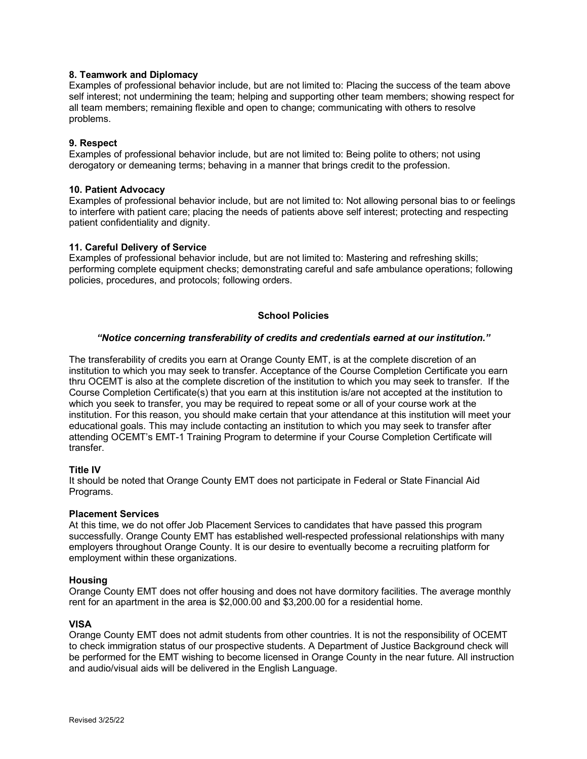**8. Teamwork and Diplomacy**
Examples of professional behavior include, but are not limited to: Placing the success of the team above self interest; not undermining the team; helping and supporting other team members; showing respect for all team members; remaining flexible and open to change; communicating with others to resolve problems.

**9. Respect**
Examples of professional behavior include, but are not limited to: Being polite to others; not using derogatory or demeaning terms; behaving in a manner that brings credit to the profession.

**10. Patient Advocacy**
Examples of professional behavior include, but are not limited to: Not allowing personal bias to or feelings to interfere with patient care; placing the needs of patients above self interest; protecting and respecting patient confidentiality and dignity.

**11. Careful Delivery of Service**
Examples of professional behavior include, but are not limited to: Mastering and refreshing skills; performing complete equipment checks; demonstrating careful and safe ambulance operations; following policies, procedures, and protocols; following orders.

## School Policies

***"Notice concerning transferability of credits and credentials earned at our institution."***

The transferability of credits you earn at Orange County EMT, is at the complete discretion of an institution to which you may seek to transfer. Acceptance of the Course Completion Certificate you earn thru OCEMT is also at the complete discretion of the institution to which you may seek to transfer. If the Course Completion Certificate(s) that you earn at this institution is/are not accepted at the institution to which you seek to transfer, you may be required to repeat some or all of your course work at the institution. For this reason, you should make certain that your attendance at this institution will meet your educational goals. This may include contacting an institution to which you may seek to transfer after attending OCEMT's EMT-1 Training Program to determine if your Course Completion Certificate will transfer.

**Title IV**
It should be noted that Orange County EMT does not participate in Federal or State Financial Aid Programs.

**Placement Services**
At this time, we do not offer Job Placement Services to candidates that have passed this program successfully. Orange County EMT has established well-respected professional relationships with many employers throughout Orange County. It is our desire to eventually become a recruiting platform for employment within these organizations.

**Housing**
Orange County EMT does not offer housing and does not have dormitory facilities. The average monthly rent for an apartment in the area is $2,000.00 and $3,200.00 for a residential home.

**VISA**
Orange County EMT does not admit students from other countries. It is not the responsibility of OCEMT to check immigration status of our prospective students. A Department of Justice Background check will be performed for the EMT wishing to become licensed in Orange County in the near future. All instruction and audio/visual aids will be delivered in the English Language.

Revised 3/25/22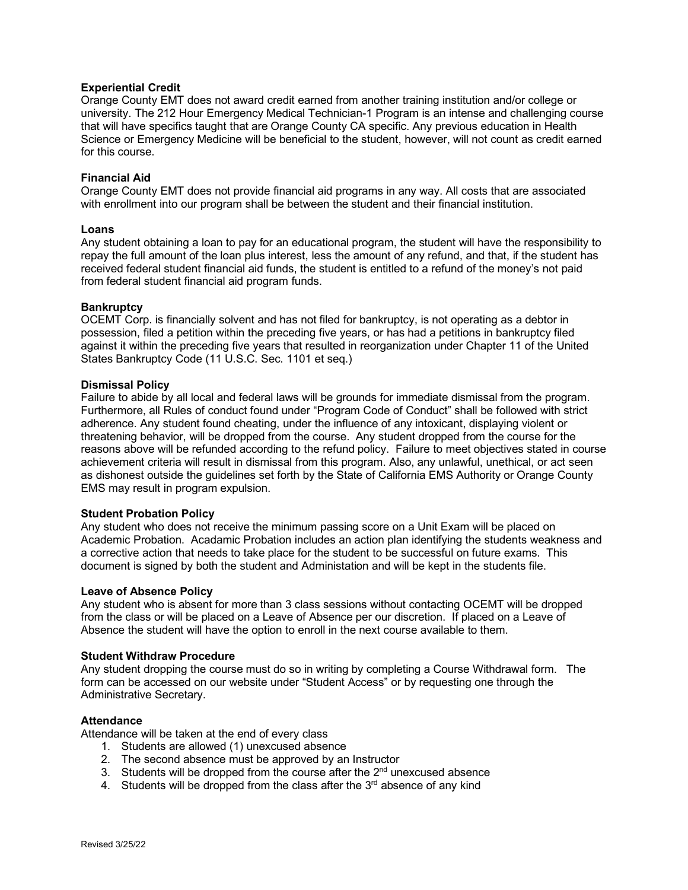**Experiential Credit**
Orange County EMT does not award credit earned from another training institution and/or college or university. The 212 Hour Emergency Medical Technician-1 Program is an intense and challenging course that will have specifics taught that are Orange County CA specific. Any previous education in Health Science or Emergency Medicine will be beneficial to the student, however, will not count as credit earned for this course.

**Financial Aid**
Orange County EMT does not provide financial aid programs in any way. All costs that are associated with enrollment into our program shall be between the student and their financial institution.

**Loans**
Any student obtaining a loan to pay for an educational program, the student will have the responsibility to repay the full amount of the loan plus interest, less the amount of any refund, and that, if the student has received federal student financial aid funds, the student is entitled to a refund of the money's not paid from federal student financial aid program funds.

**Bankruptcy**
OCEMT Corp. is financially solvent and has not filed for bankruptcy, is not operating as a debtor in possession, filed a petition within the preceding five years, or has had a petitions in bankruptcy filed against it within the preceding five years that resulted in reorganization under Chapter 11 of the United States Bankruptcy Code (11 U.S.C. Sec. 1101 et seq.)

**Dismissal Policy**
Failure to abide by all local and federal laws will be grounds for immediate dismissal from the program. Furthermore, all Rules of conduct found under "Program Code of Conduct" shall be followed with strict adherence. Any student found cheating, under the influence of any intoxicant, displaying violent or threatening behavior, will be dropped from the course. Any student dropped from the course for the reasons above will be refunded according to the refund policy. Failure to meet objectives stated in course achievement criteria will result in dismissal from this program. Also, any unlawful, unethical, or act seen as dishonest outside the guidelines set forth by the State of California EMS Authority or Orange County EMS may result in program expulsion.

**Student Probation Policy**
Any student who does not receive the minimum passing score on a Unit Exam will be placed on Academic Probation. Acadamic Probation includes an action plan identifying the students weakness and a corrective action that needs to take place for the student to be successful on future exams. This document is signed by both the student and Administation and will be kept in the students file.

**Leave of Absence Policy**
Any student who is absent for more than 3 class sessions without contacting OCEMT will be dropped from the class or will be placed on a Leave of Absence per our discretion. If placed on a Leave of Absence the student will have the option to enroll in the next course available to them.

**Student Withdraw Procedure**
Any student dropping the course must do so in writing by completing a Course Withdrawal form. The form can be accessed on our website under "Student Access" or by requesting one through the Administrative Secretary.

**Attendance**
Attendance will be taken at the end of every class

1. Students are allowed (1) unexcused absence
2. The second absence must be approved by an Instructor
3. Students will be dropped from the course after the 2nd unexcused absence
4. Students will be dropped from the class after the 3rd absence of any kind

Revised 3/25/22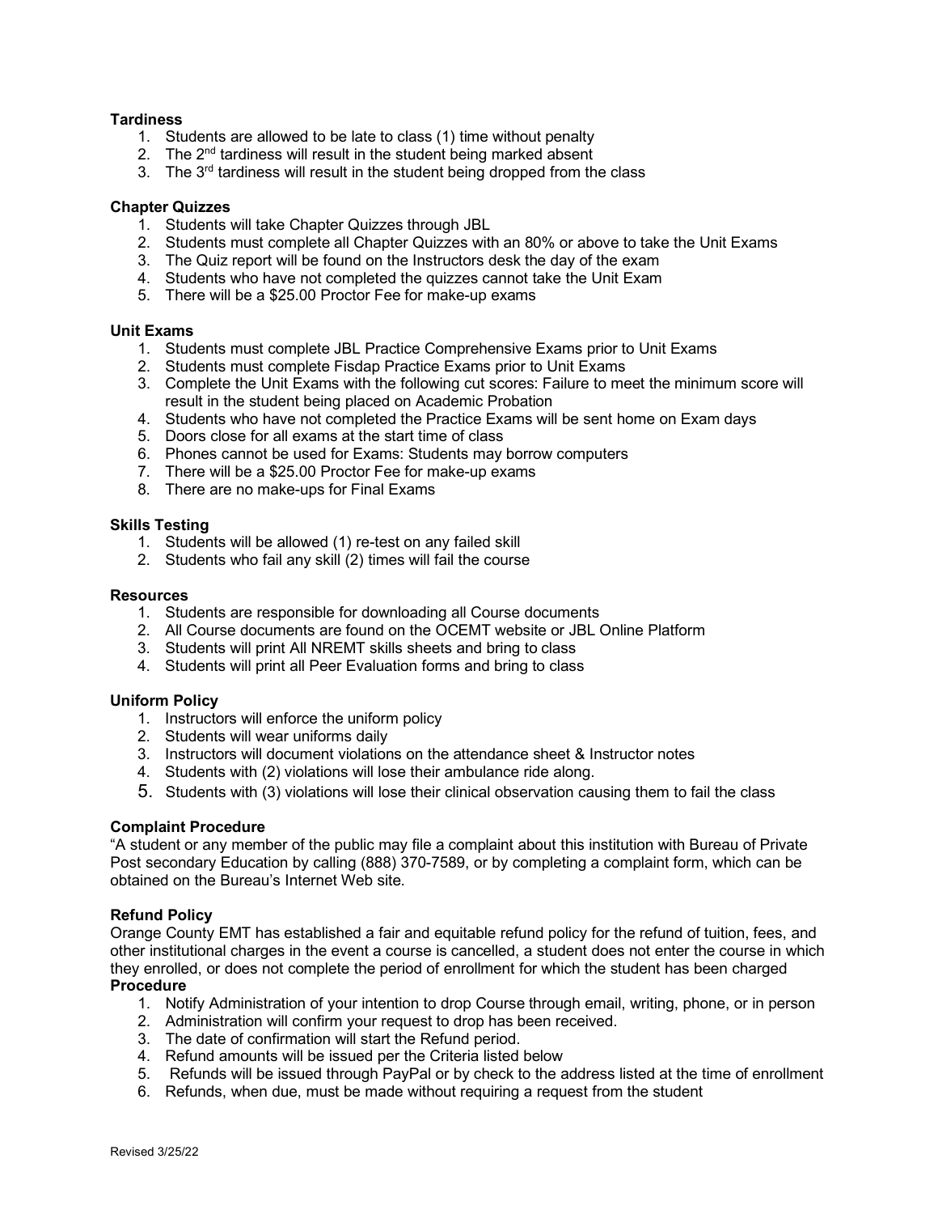**Tardiness**

1. Students are allowed to be late to class (1) time without penalty
2. The 2nd tardiness will result in the student being marked absent
3. The 3rd tardiness will result in the student being dropped from the class

**Chapter Quizzes**

1. Students will take Chapter Quizzes through JBL
2. Students must complete all Chapter Quizzes with an 80% or above to take the Unit Exams
3. The Quiz report will be found on the Instructors desk the day of the exam
4. Students who have not completed the quizzes cannot take the Unit Exam
5. There will be a $25.00 Proctor Fee for make-up exams

**Unit Exams**

1. Students must complete JBL Practice Comprehensive Exams prior to Unit Exams
2. Students must complete Fisdap Practice Exams prior to Unit Exams
3. Complete the Unit Exams with the following cut scores: Failure to meet the minimum score will result in the student being placed on Academic Probation
4. Students who have not completed the Practice Exams will be sent home on Exam days
5. Doors close for all exams at the start time of class
6. Phones cannot be used for Exams: Students may borrow computers
7. There will be a $25.00 Proctor Fee for make-up exams
8. There are no make-ups for Final Exams

**Skills Testing**

1. Students will be allowed (1) re-test on any failed skill
2. Students who fail any skill (2) times will fail the course

**Resources**

1. Students are responsible for downloading all Course documents
2. All Course documents are found on the OCEMT website or JBL Online Platform
3. Students will print All NREMT skills sheets and bring to class
4. Students will print all Peer Evaluation forms and bring to class

**Uniform Policy**

1. Instructors will enforce the uniform policy
2. Students will wear uniforms daily
3. Instructors will document violations on the attendance sheet & Instructor notes
4. Students with (2) violations will lose their ambulance ride along.
5. Students with (3) violations will lose their clinical observation causing them to fail the class

**Complaint Procedure**

"A student or any member of the public may file a complaint about this institution with Bureau of Private Post secondary Education by calling (888) 370-7589, or by completing a complaint form, which can be obtained on the Bureau's Internet Web site.

**Refund Policy**

Orange County EMT has established a fair and equitable refund policy for the refund of tuition, fees, and other institutional charges in the event a course is cancelled, a student does not enter the course in which they enrolled, or does not complete the period of enrollment for which the student has been charged

**Procedure**

1. Notify Administration of your intention to drop Course through email, writing, phone, or in person
2. Administration will confirm your request to drop has been received.
3. The date of confirmation will start the Refund period.
4. Refund amounts will be issued per the Criteria listed below
5. Refunds will be issued through PayPal or by check to the address listed at the time of enrollment
6. Refunds, when due, must be made without requiring a request from the student

Revised 3/25/22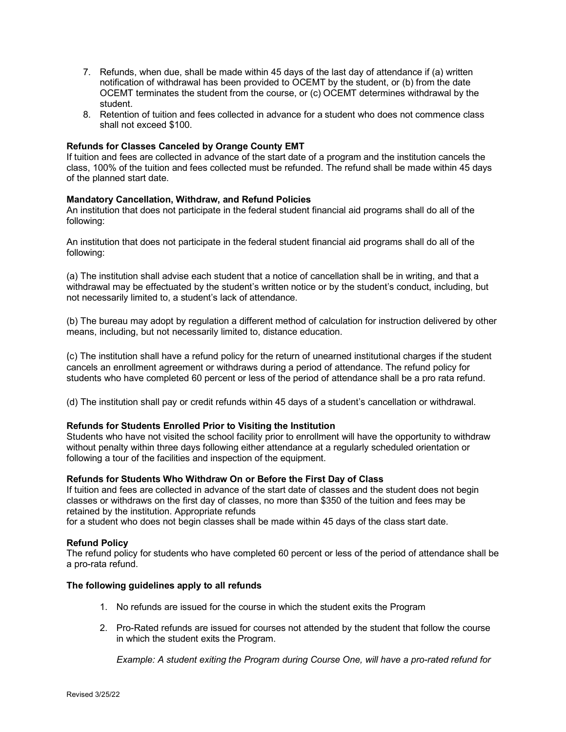7. Refunds, when due, shall be made within 45 days of the last day of attendance if (a) written notification of withdrawal has been provided to OCEMT by the student, or (b) from the date OCEMT terminates the student from the course, or (c) OCEMT determines withdrawal by the student.
8. Retention of tuition and fees collected in advance for a student who does not commence class shall not exceed $100.

**Refunds for Classes Canceled by Orange County EMT**
If tuition and fees are collected in advance of the start date of a program and the institution cancels the class, 100% of the tuition and fees collected must be refunded. The refund shall be made within 45 days of the planned start date.

**Mandatory Cancellation, Withdraw, and Refund Policies**
An institution that does not participate in the federal student financial aid programs shall do all of the following:

An institution that does not participate in the federal student financial aid programs shall do all of the following:

(a) The institution shall advise each student that a notice of cancellation shall be in writing, and that a withdrawal may be effectuated by the student's written notice or by the student's conduct, including, but not necessarily limited to, a student's lack of attendance.

(b) The bureau may adopt by regulation a different method of calculation for instruction delivered by other means, including, but not necessarily limited to, distance education.

(c) The institution shall have a refund policy for the return of unearned institutional charges if the student cancels an enrollment agreement or withdraws during a period of attendance. The refund policy for students who have completed 60 percent or less of the period of attendance shall be a pro rata refund.

(d) The institution shall pay or credit refunds within 45 days of a student's cancellation or withdrawal.

**Refunds for Students Enrolled Prior to Visiting the Institution**
Students who have not visited the school facility prior to enrollment will have the opportunity to withdraw without penalty within three days following either attendance at a regularly scheduled orientation or following a tour of the facilities and inspection of the equipment.

**Refunds for Students Who Withdraw On or Before the First Day of Class**
If tuition and fees are collected in advance of the start date of classes and the student does not begin classes or withdraws on the first day of classes, no more than $350 of the tuition and fees may be retained by the institution. Appropriate refunds
for a student who does not begin classes shall be made within 45 days of the class start date.

**Refund Policy**
The refund policy for students who have completed 60 percent or less of the period of attendance shall be a pro-rata refund.

**The following guidelines apply to all refunds**

1. No refunds are issued for the course in which the student exits the Program

2. Pro-Rated refunds are issued for courses not attended by the student that follow the course in which the student exits the Program.

   *Example: A student exiting the Program during Course One, will have a pro-rated refund for*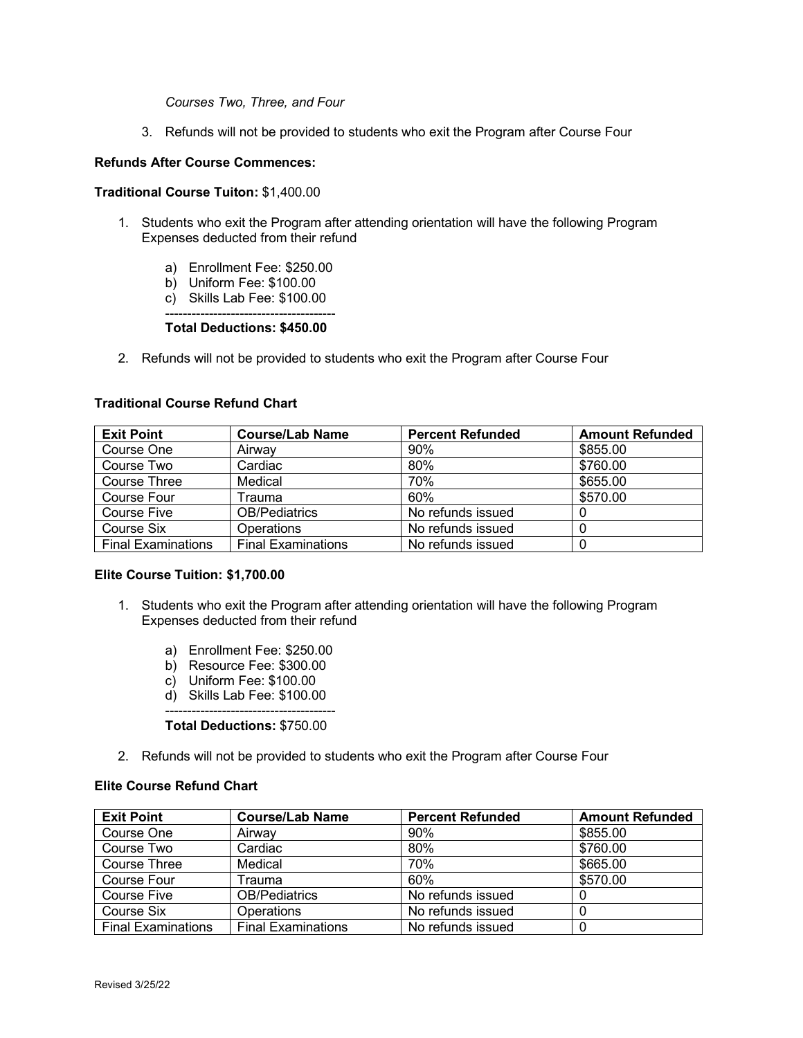*Courses Two, Three, and Four*

3. Refunds will not be provided to students who exit the Program after Course Four

**Refunds After Course Commences:**

**Traditional Course Tuiton:** $1,400.00

1. Students who exit the Program after attending orientation will have the following Program Expenses deducted from their refund

    a) Enrollment Fee: $250.00
    b) Uniform Fee: $100.00
    c) Skills Lab Fee: $100.00

    ---------------------------------------

    **Total Deductions: $450.00**

2. Refunds will not be provided to students who exit the Program after Course Four

**Traditional Course Refund Chart**

| Exit Point | Course/Lab Name | Percent Refunded | Amount Refunded |
|---|---|---|---|
| Course One | Airway | 90% | $855.00 |
| Course Two | Cardiac | 80% | $760.00 |
| Course Three | Medical | 70% | $655.00 |
| Course Four | Trauma | 60% | $570.00 |
| Course Five | OB/Pediatrics | No refunds issued | 0 |
| Course Six | Operations | No refunds issued | 0 |
| Final Examinations | Final Examinations | No refunds issued | 0 |

**Elite Course Tuition: $1,700.00**

1. Students who exit the Program after attending orientation will have the following Program Expenses deducted from their refund

    a) Enrollment Fee: $250.00
    b) Resource Fee: $300.00
    c) Uniform Fee: $100.00
    d) Skills Lab Fee: $100.00

    ---------------------------------------

    **Total Deductions:** $750.00

2. Refunds will not be provided to students who exit the Program after Course Four

**Elite Course Refund Chart**

| Exit Point | Course/Lab Name | Percent Refunded | Amount Refunded |
|---|---|---|---|
| Course One | Airway | 90% | $855.00 |
| Course Two | Cardiac | 80% | $760.00 |
| Course Three | Medical | 70% | $665.00 |
| Course Four | Trauma | 60% | $570.00 |
| Course Five | OB/Pediatrics | No refunds issued | 0 |
| Course Six | Operations | No refunds issued | 0 |
| Final Examinations | Final Examinations | No refunds issued | 0 |

Revised 3/25/22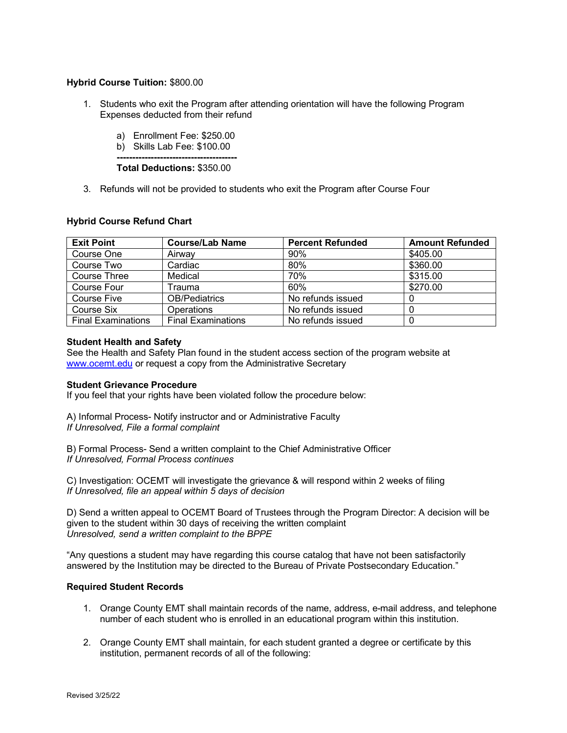**Hybrid Course Tuition:** $800.00

1. Students who exit the Program after attending orientation will have the following Program Expenses deducted from their refund

   a) Enrollment Fee: $250.00
   b) Skills Lab Fee: $100.00

   **---------------------------------------**

   **Total Deductions:** $350.00

3. Refunds will not be provided to students who exit the Program after Course Four

**Hybrid Course Refund Chart**

| Exit Point | Course/Lab Name | Percent Refunded | Amount Refunded |
|---|---|---|---|
| Course One | Airway | 90% | $405.00 |
| Course Two | Cardiac | 80% | $360.00 |
| Course Three | Medical | 70% | $315.00 |
| Course Four | Trauma | 60% | $270.00 |
| Course Five | OB/Pediatrics | No refunds issued | 0 |
| Course Six | Operations | No refunds issued | 0 |
| Final Examinations | Final Examinations | No refunds issued | 0 |

**Student Health and Safety**

See the Health and Safety Plan found in the student access section of the program website at www.ocemt.edu or request a copy from the Administrative Secretary

**Student Grievance Procedure**

If you feel that your rights have been violated follow the procedure below:

A) Informal Process- Notify instructor and or Administrative Faculty
*If Unresolved, File a formal complaint*

B) Formal Process- Send a written complaint to the Chief Administrative Officer
*If Unresolved, Formal Process continues*

C) Investigation: OCEMT will investigate the grievance & will respond within 2 weeks of filing
*If Unresolved, file an appeal within 5 days of decision*

D) Send a written appeal to OCEMT Board of Trustees through the Program Director: A decision will be given to the student within 30 days of receiving the written complaint
*Unresolved, send a written complaint to the BPPE*

"Any questions a student may have regarding this course catalog that have not been satisfactorily answered by the Institution may be directed to the Bureau of Private Postsecondary Education."

**Required Student Records**

1. Orange County EMT shall maintain records of the name, address, e-mail address, and telephone number of each student who is enrolled in an educational program within this institution.

2. Orange County EMT shall maintain, for each student granted a degree or certificate by this institution, permanent records of all of the following: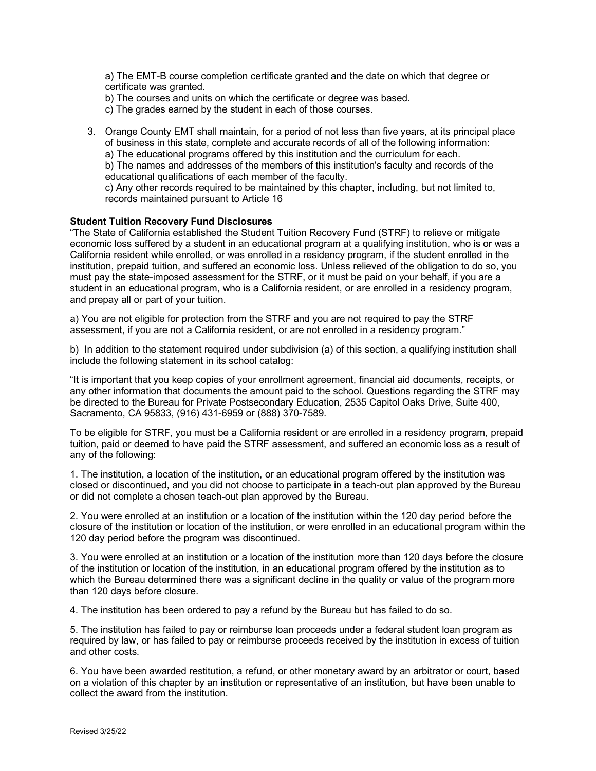a) The EMT-B course completion certificate granted and the date on which that degree or certificate was granted.
b) The courses and units on which the certificate or degree was based.
c) The grades earned by the student in each of those courses.

3. Orange County EMT shall maintain, for a period of not less than five years, at its principal place of business in this state, complete and accurate records of all of the following information:
a) The educational programs offered by this institution and the curriculum for each.
b) The names and addresses of the members of this institution's faculty and records of the educational qualifications of each member of the faculty.
c) Any other records required to be maintained by this chapter, including, but not limited to, records maintained pursuant to Article 16

**Student Tuition Recovery Fund Disclosures**

"The State of California established the Student Tuition Recovery Fund (STRF) to relieve or mitigate economic loss suffered by a student in an educational program at a qualifying institution, who is or was a California resident while enrolled, or was enrolled in a residency program, if the student enrolled in the institution, prepaid tuition, and suffered an economic loss. Unless relieved of the obligation to do so, you must pay the state-imposed assessment for the STRF, or it must be paid on your behalf, if you are a student in an educational program, who is a California resident, or are enrolled in a residency program, and prepay all or part of your tuition.

a) You are not eligible for protection from the STRF and you are not required to pay the STRF assessment, if you are not a California resident, or are not enrolled in a residency program."

b) In addition to the statement required under subdivision (a) of this section, a qualifying institution shall include the following statement in its school catalog:

"It is important that you keep copies of your enrollment agreement, financial aid documents, receipts, or any other information that documents the amount paid to the school. Questions regarding the STRF may be directed to the Bureau for Private Postsecondary Education, 2535 Capitol Oaks Drive, Suite 400, Sacramento, CA 95833, (916) 431-6959 or (888) 370-7589.

To be eligible for STRF, you must be a California resident or are enrolled in a residency program, prepaid tuition, paid or deemed to have paid the STRF assessment, and suffered an economic loss as a result of any of the following:

1. The institution, a location of the institution, or an educational program offered by the institution was closed or discontinued, and you did not choose to participate in a teach-out plan approved by the Bureau or did not complete a chosen teach-out plan approved by the Bureau.

2. You were enrolled at an institution or a location of the institution within the 120 day period before the closure of the institution or location of the institution, or were enrolled in an educational program within the 120 day period before the program was discontinued.

3. You were enrolled at an institution or a location of the institution more than 120 days before the closure of the institution or location of the institution, in an educational program offered by the institution as to which the Bureau determined there was a significant decline in the quality or value of the program more than 120 days before closure.

4. The institution has been ordered to pay a refund by the Bureau but has failed to do so.

5. The institution has failed to pay or reimburse loan proceeds under a federal student loan program as required by law, or has failed to pay or reimburse proceeds received by the institution in excess of tuition and other costs.

6. You have been awarded restitution, a refund, or other monetary award by an arbitrator or court, based on a violation of this chapter by an institution or representative of an institution, but have been unable to collect the award from the institution.

Revised 3/25/22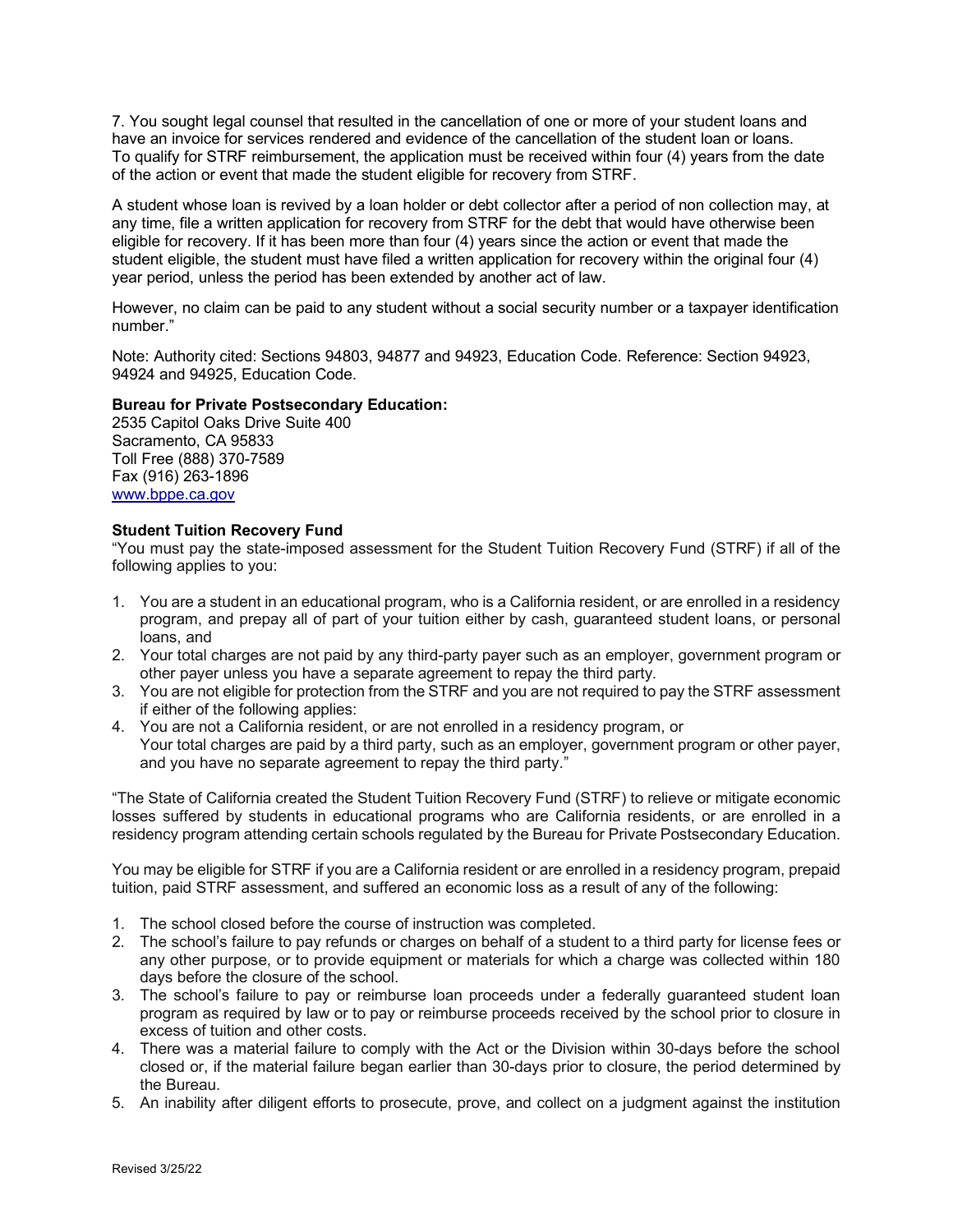7. You sought legal counsel that resulted in the cancellation of one or more of your student loans and have an invoice for services rendered and evidence of the cancellation of the student loan or loans. To qualify for STRF reimbursement, the application must be received within four (4) years from the date of the action or event that made the student eligible for recovery from STRF.

A student whose loan is revived by a loan holder or debt collector after a period of non collection may, at any time, file a written application for recovery from STRF for the debt that would have otherwise been eligible for recovery. If it has been more than four (4) years since the action or event that made the student eligible, the student must have filed a written application for recovery within the original four (4) year period, unless the period has been extended by another act of law.

However, no claim can be paid to any student without a social security number or a taxpayer identification number."

Note: Authority cited: Sections 94803, 94877 and 94923, Education Code. Reference: Section 94923, 94924 and 94925, Education Code.

**Bureau for Private Postsecondary Education:**
2535 Capitol Oaks Drive Suite 400
Sacramento, CA 95833
Toll Free (888) 370-7589
Fax (916) 263-1896
www.bppe.ca.gov

**Student Tuition Recovery Fund**
"You must pay the state-imposed assessment for the Student Tuition Recovery Fund (STRF) if all of the following applies to you:

1. You are a student in an educational program, who is a California resident, or are enrolled in a residency program, and prepay all of part of your tuition either by cash, guaranteed student loans, or personal loans, and
2. Your total charges are not paid by any third-party payer such as an employer, government program or other payer unless you have a separate agreement to repay the third party.
3. You are not eligible for protection from the STRF and you are not required to pay the STRF assessment if either of the following applies:
4. You are not a California resident, or are not enrolled in a residency program, or
   Your total charges are paid by a third party, such as an employer, government program or other payer, and you have no separate agreement to repay the third party."

"The State of California created the Student Tuition Recovery Fund (STRF) to relieve or mitigate economic losses suffered by students in educational programs who are California residents, or are enrolled in a residency program attending certain schools regulated by the Bureau for Private Postsecondary Education.

You may be eligible for STRF if you are a California resident or are enrolled in a residency program, prepaid tuition, paid STRF assessment, and suffered an economic loss as a result of any of the following:

1. The school closed before the course of instruction was completed.
2. The school's failure to pay refunds or charges on behalf of a student to a third party for license fees or any other purpose, or to provide equipment or materials for which a charge was collected within 180 days before the closure of the school.
3. The school's failure to pay or reimburse loan proceeds under a federally guaranteed student loan program as required by law or to pay or reimburse proceeds received by the school prior to closure in excess of tuition and other costs.
4. There was a material failure to comply with the Act or the Division within 30-days before the school closed or, if the material failure began earlier than 30-days prior to closure, the period determined by the Bureau.
5. An inability after diligent efforts to prosecute, prove, and collect on a judgment against the institution

Revised 3/25/22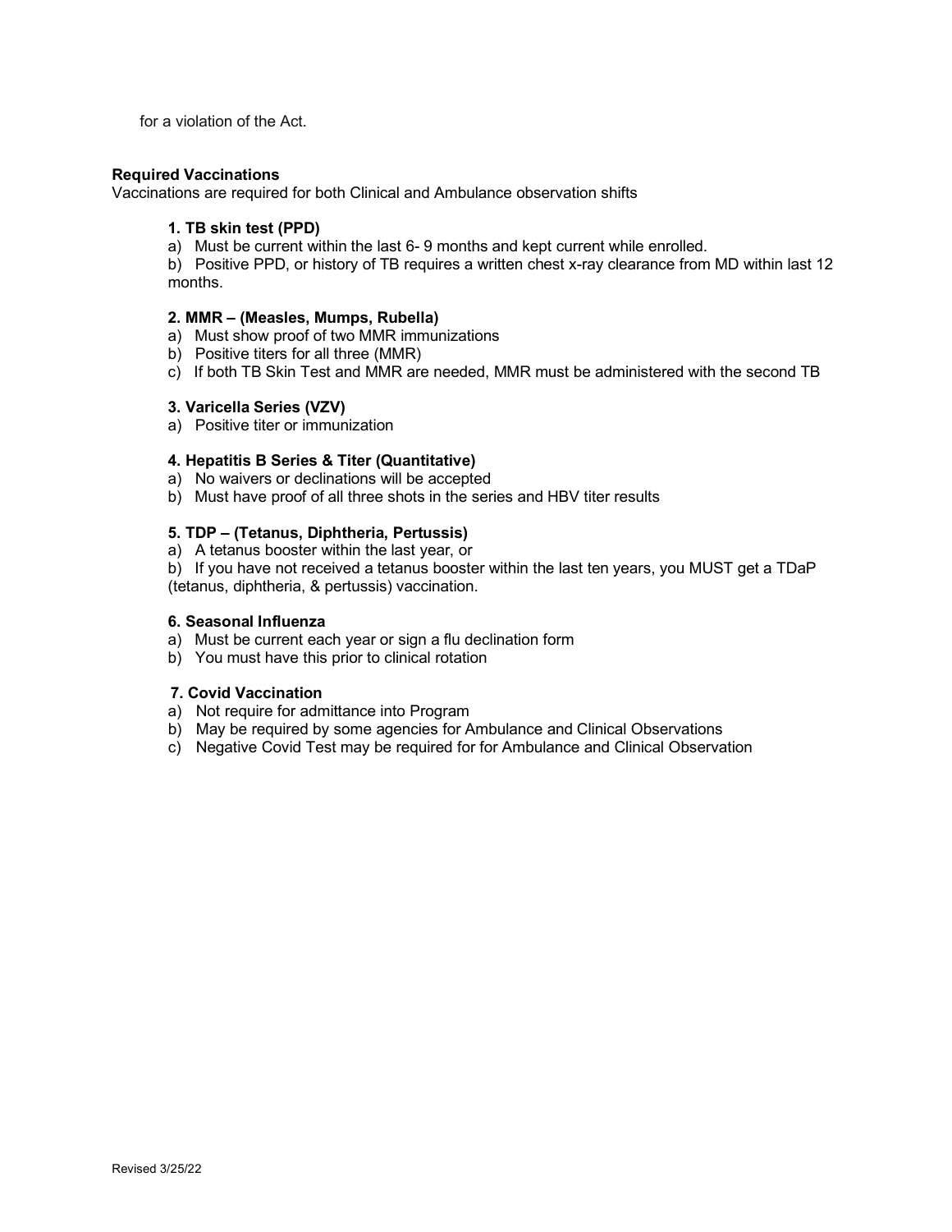for a violation of the Act.

**Required Vaccinations**
Vaccinations are required for both Clinical and Ambulance observation shifts

**1. TB skin test (PPD)**

a) Must be current within the last 6- 9 months and kept current while enrolled.

b) Positive PPD, or history of TB requires a written chest x-ray clearance from MD within last 12 months.

**2. MMR – (Measles, Mumps, Rubella)**

a) Must show proof of two MMR immunizations

b) Positive titers for all three (MMR)

c) If both TB Skin Test and MMR are needed, MMR must be administered with the second TB

**3. Varicella Series (VZV)**

a) Positive titer or immunization

**4. Hepatitis B Series & Titer (Quantitative)**

a) No waivers or declinations will be accepted

b) Must have proof of all three shots in the series and HBV titer results

**5. TDP – (Tetanus, Diphtheria, Pertussis)**

a) A tetanus booster within the last year, or

b) If you have not received a tetanus booster within the last ten years, you MUST get a TDaP (tetanus, diphtheria, & pertussis) vaccination.

**6. Seasonal Influenza**

a) Must be current each year or sign a flu declination form

b) You must have this prior to clinical rotation

**7. Covid Vaccination**

a) Not require for admittance into Program

b) May be required by some agencies for Ambulance and Clinical Observations

c) Negative Covid Test may be required for for Ambulance and Clinical Observation

Revised 3/25/22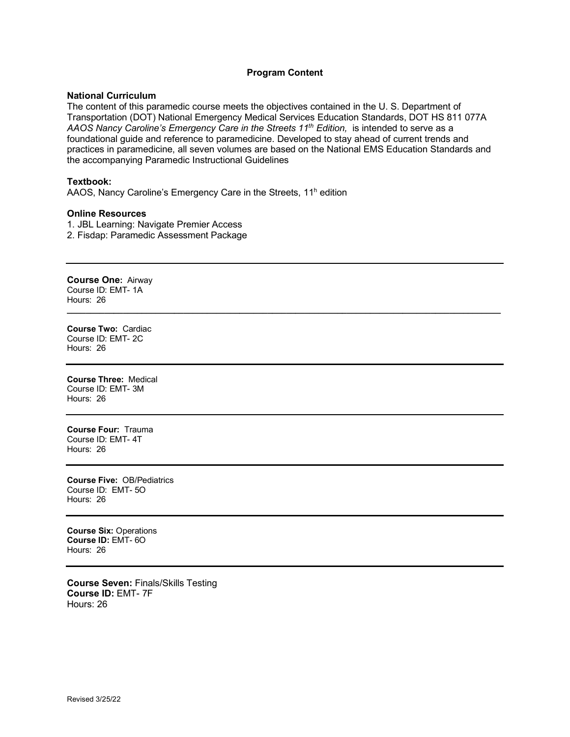## Program Content

### National Curriculum

The content of this paramedic course meets the objectives contained in the U. S. Department of Transportation (DOT) National Emergency Medical Services Education Standards, DOT HS 811 077A *AAOS Nancy Caroline's Emergency Care in the Streets 11th Edition,* is intended to serve as a foundational guide and reference to paramedicine. Developed to stay ahead of current trends and practices in paramedicine, all seven volumes are based on the National EMS Education Standards and the accompanying Paramedic Instructional Guidelines

### Textbook:

AAOS, Nancy Caroline's Emergency Care in the Streets, 11h edition

### Online Resources

1. JBL Learning: Navigate Premier Access
2. Fisdap: Paramedic Assessment Package

---

**Course One:** Airway
Course ID: EMT- 1A
Hours: 26

---

**Course Two:** Cardiac
Course ID: EMT- 2C
Hours: 26

---

**Course Three:** Medical
Course ID: EMT- 3M
Hours: 26

---

**Course Four:** Trauma
Course ID: EMT- 4T
Hours: 26

---

**Course Five:** OB/Pediatrics
Course ID: EMT- 5O
Hours: 26

---

**Course Six:** Operations
**Course ID:** EMT- 6O
Hours: 26

---

**Course Seven:** Finals/Skills Testing
**Course ID:** EMT- 7F
Hours: 26

Revised 3/25/22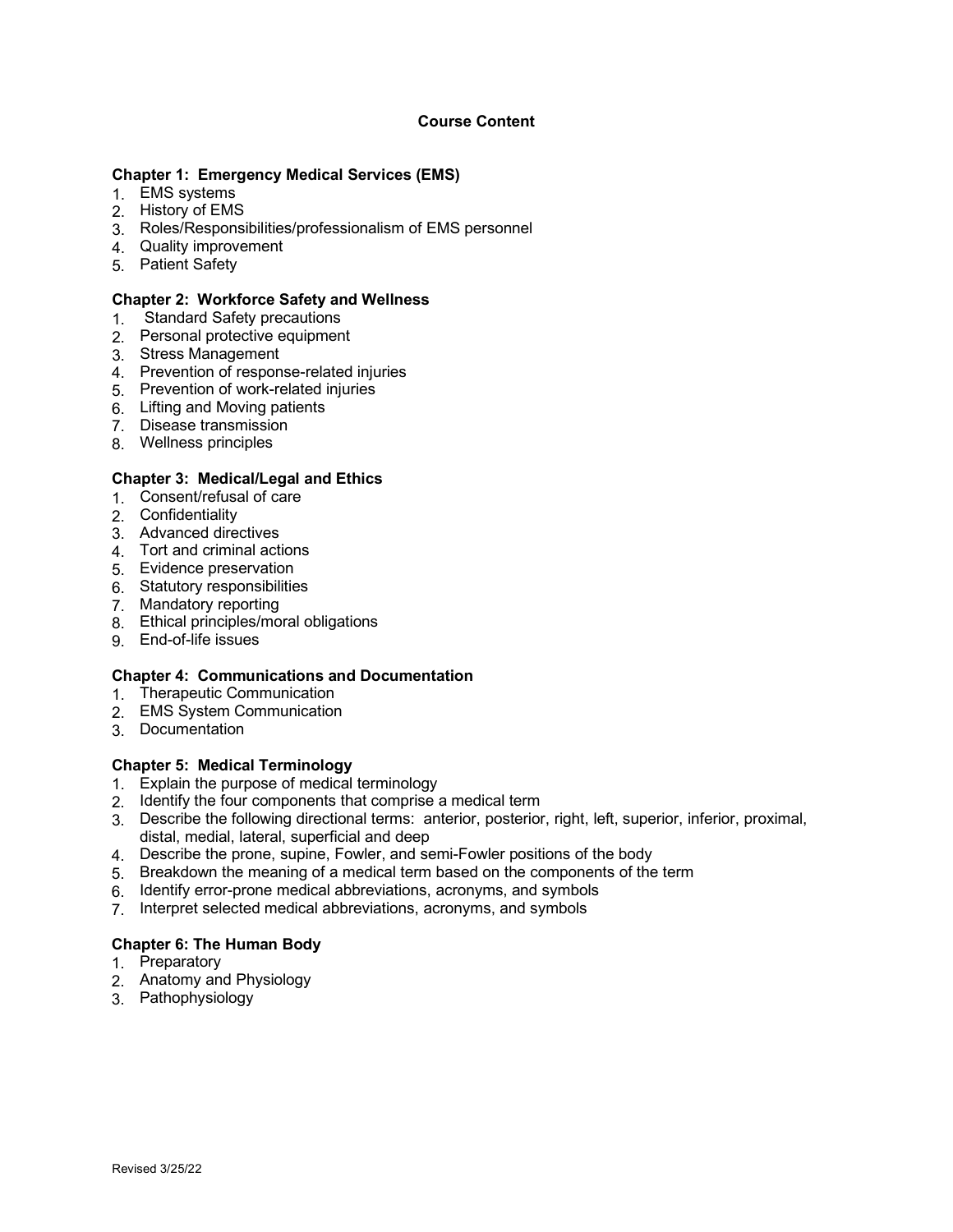## Course Content

**Chapter 1: Emergency Medical Services (EMS)**

1. EMS systems
2. History of EMS
3. Roles/Responsibilities/professionalism of EMS personnel
4. Quality improvement
5. Patient Safety

**Chapter 2: Workforce Safety and Wellness**

1. Standard Safety precautions
2. Personal protective equipment
3. Stress Management
4. Prevention of response-related injuries
5. Prevention of work-related injuries
6. Lifting and Moving patients
7. Disease transmission
8. Wellness principles

**Chapter 3: Medical/Legal and Ethics**

1. Consent/refusal of care
2. Confidentiality
3. Advanced directives
4. Tort and criminal actions
5. Evidence preservation
6. Statutory responsibilities
7. Mandatory reporting
8. Ethical principles/moral obligations
9. End-of-life issues

**Chapter 4: Communications and Documentation**

1. Therapeutic Communication
2. EMS System Communication
3. Documentation

**Chapter 5: Medical Terminology**

1. Explain the purpose of medical terminology
2. Identify the four components that comprise a medical term
3. Describe the following directional terms: anterior, posterior, right, left, superior, inferior, proximal, distal, medial, lateral, superficial and deep
4. Describe the prone, supine, Fowler, and semi-Fowler positions of the body
5. Breakdown the meaning of a medical term based on the components of the term
6. Identify error-prone medical abbreviations, acronyms, and symbols
7. Interpret selected medical abbreviations, acronyms, and symbols

**Chapter 6: The Human Body**

1. Preparatory
2. Anatomy and Physiology
3. Pathophysiology

Revised 3/25/22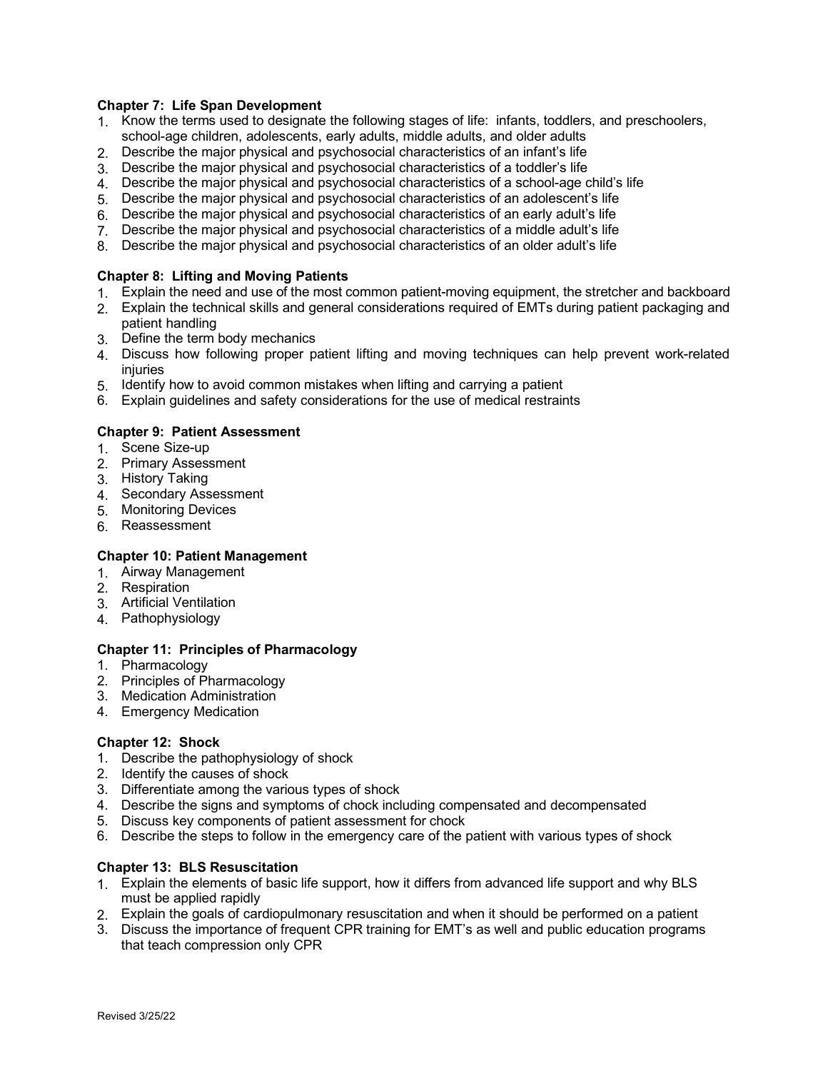**Chapter 7: Life Span Development**

1. Know the terms used to designate the following stages of life: infants, toddlers, and preschoolers, school-age children, adolescents, early adults, middle adults, and older adults
2. Describe the major physical and psychosocial characteristics of an infant's life
3. Describe the major physical and psychosocial characteristics of a toddler's life
4. Describe the major physical and psychosocial characteristics of a school-age child's life
5. Describe the major physical and psychosocial characteristics of an adolescent's life
6. Describe the major physical and psychosocial characteristics of an early adult's life
7. Describe the major physical and psychosocial characteristics of a middle adult's life
8. Describe the major physical and psychosocial characteristics of an older adult's life

**Chapter 8: Lifting and Moving Patients**

1. Explain the need and use of the most common patient-moving equipment, the stretcher and backboard
2. Explain the technical skills and general considerations required of EMTs during patient packaging and patient handling
3. Define the term body mechanics
4. Discuss how following proper patient lifting and moving techniques can help prevent work-related injuries
5. Identify how to avoid common mistakes when lifting and carrying a patient
6. Explain guidelines and safety considerations for the use of medical restraints

**Chapter 9: Patient Assessment**

1. Scene Size-up
2. Primary Assessment
3. History Taking
4. Secondary Assessment
5. Monitoring Devices
6. Reassessment

**Chapter 10: Patient Management**

1. Airway Management
2. Respiration
3. Artificial Ventilation
4. Pathophysiology

**Chapter 11: Principles of Pharmacology**

1. Pharmacology
2. Principles of Pharmacology
3. Medication Administration
4. Emergency Medication

**Chapter 12: Shock**

1. Describe the pathophysiology of shock
2. Identify the causes of shock
3. Differentiate among the various types of shock
4. Describe the signs and symptoms of chock including compensated and decompensated
5. Discuss key components of patient assessment for chock
6. Describe the steps to follow in the emergency care of the patient with various types of shock

**Chapter 13: BLS Resuscitation**

1. Explain the elements of basic life support, how it differs from advanced life support and why BLS must be applied rapidly
2. Explain the goals of cardiopulmonary resuscitation and when it should be performed on a patient
3. Discuss the importance of frequent CPR training for EMT's as well and public education programs that teach compression only CPR

Revised 3/25/22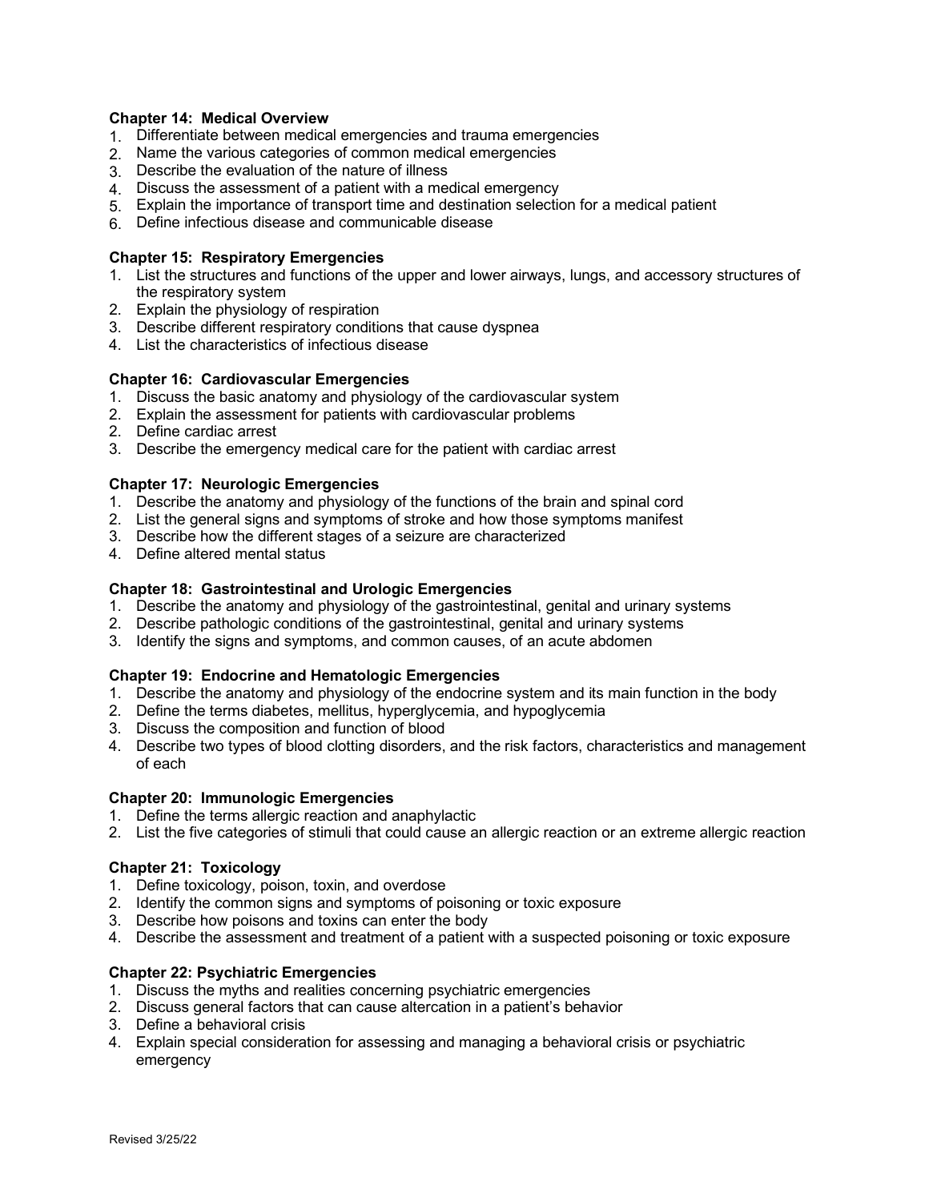**Chapter 14: Medical Overview**

1. Differentiate between medical emergencies and trauma emergencies
2. Name the various categories of common medical emergencies
3. Describe the evaluation of the nature of illness
4. Discuss the assessment of a patient with a medical emergency
5. Explain the importance of transport time and destination selection for a medical patient
6. Define infectious disease and communicable disease

**Chapter 15: Respiratory Emergencies**

1. List the structures and functions of the upper and lower airways, lungs, and accessory structures of the respiratory system
2. Explain the physiology of respiration
3. Describe different respiratory conditions that cause dyspnea
4. List the characteristics of infectious disease

**Chapter 16: Cardiovascular Emergencies**

1. Discuss the basic anatomy and physiology of the cardiovascular system
2. Explain the assessment for patients with cardiovascular problems
2. Define cardiac arrest
3. Describe the emergency medical care for the patient with cardiac arrest

**Chapter 17: Neurologic Emergencies**

1. Describe the anatomy and physiology of the functions of the brain and spinal cord
2. List the general signs and symptoms of stroke and how those symptoms manifest
3. Describe how the different stages of a seizure are characterized
4. Define altered mental status

**Chapter 18: Gastrointestinal and Urologic Emergencies**

1. Describe the anatomy and physiology of the gastrointestinal, genital and urinary systems
2. Describe pathologic conditions of the gastrointestinal, genital and urinary systems
3. Identify the signs and symptoms, and common causes, of an acute abdomen

**Chapter 19: Endocrine and Hematologic Emergencies**

1. Describe the anatomy and physiology of the endocrine system and its main function in the body
2. Define the terms diabetes, mellitus, hyperglycemia, and hypoglycemia
3. Discuss the composition and function of blood
4. Describe two types of blood clotting disorders, and the risk factors, characteristics and management of each

**Chapter 20: Immunologic Emergencies**

1. Define the terms allergic reaction and anaphylactic
2. List the five categories of stimuli that could cause an allergic reaction or an extreme allergic reaction

**Chapter 21: Toxicology**

1. Define toxicology, poison, toxin, and overdose
2. Identify the common signs and symptoms of poisoning or toxic exposure
3. Describe how poisons and toxins can enter the body
4. Describe the assessment and treatment of a patient with a suspected poisoning or toxic exposure

**Chapter 22: Psychiatric Emergencies**

1. Discuss the myths and realities concerning psychiatric emergencies
2. Discuss general factors that can cause altercation in a patient's behavior
3. Define a behavioral crisis
4. Explain special consideration for assessing and managing a behavioral crisis or psychiatric emergency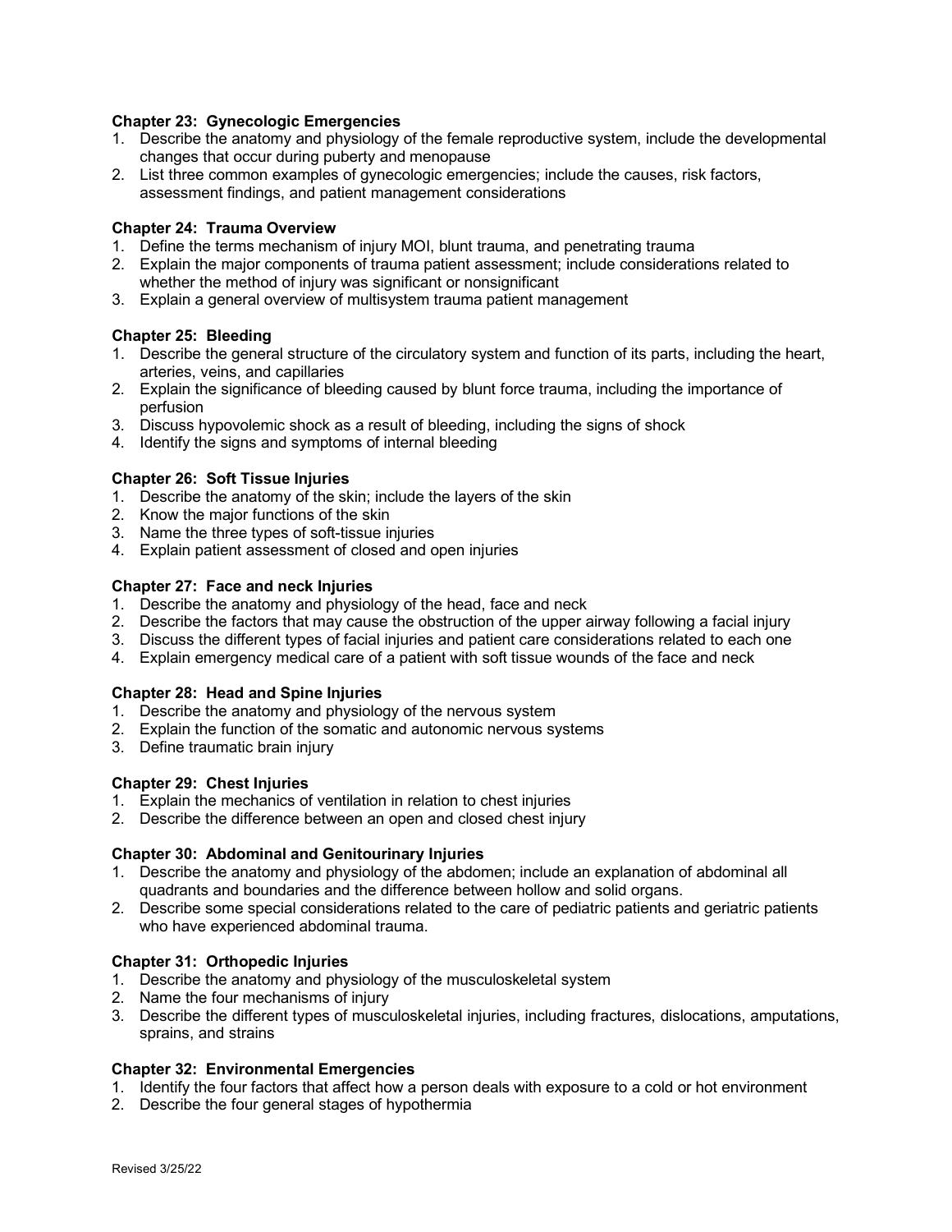**Chapter 23: Gynecologic Emergencies**

1. Describe the anatomy and physiology of the female reproductive system, include the developmental changes that occur during puberty and menopause
2. List three common examples of gynecologic emergencies; include the causes, risk factors, assessment findings, and patient management considerations

**Chapter 24: Trauma Overview**

1. Define the terms mechanism of injury MOI, blunt trauma, and penetrating trauma
2. Explain the major components of trauma patient assessment; include considerations related to whether the method of injury was significant or nonsignificant
3. Explain a general overview of multisystem trauma patient management

**Chapter 25: Bleeding**

1. Describe the general structure of the circulatory system and function of its parts, including the heart, arteries, veins, and capillaries
2. Explain the significance of bleeding caused by blunt force trauma, including the importance of perfusion
3. Discuss hypovolemic shock as a result of bleeding, including the signs of shock
4. Identify the signs and symptoms of internal bleeding

**Chapter 26: Soft Tissue Injuries**

1. Describe the anatomy of the skin; include the layers of the skin
2. Know the major functions of the skin
3. Name the three types of soft-tissue injuries
4. Explain patient assessment of closed and open injuries

**Chapter 27: Face and neck Injuries**

1. Describe the anatomy and physiology of the head, face and neck
2. Describe the factors that may cause the obstruction of the upper airway following a facial injury
3. Discuss the different types of facial injuries and patient care considerations related to each one
4. Explain emergency medical care of a patient with soft tissue wounds of the face and neck

**Chapter 28: Head and Spine Injuries**

1. Describe the anatomy and physiology of the nervous system
2. Explain the function of the somatic and autonomic nervous systems
3. Define traumatic brain injury

**Chapter 29: Chest Injuries**

1. Explain the mechanics of ventilation in relation to chest injuries
2. Describe the difference between an open and closed chest injury

**Chapter 30: Abdominal and Genitourinary Injuries**

1. Describe the anatomy and physiology of the abdomen; include an explanation of abdominal all quadrants and boundaries and the difference between hollow and solid organs.
2. Describe some special considerations related to the care of pediatric patients and geriatric patients who have experienced abdominal trauma.

**Chapter 31: Orthopedic Injuries**

1. Describe the anatomy and physiology of the musculoskeletal system
2. Name the four mechanisms of injury
3. Describe the different types of musculoskeletal injuries, including fractures, dislocations, amputations, sprains, and strains

**Chapter 32: Environmental Emergencies**

1. Identify the four factors that affect how a person deals with exposure to a cold or hot environment
2. Describe the four general stages of hypothermia

Revised 3/25/22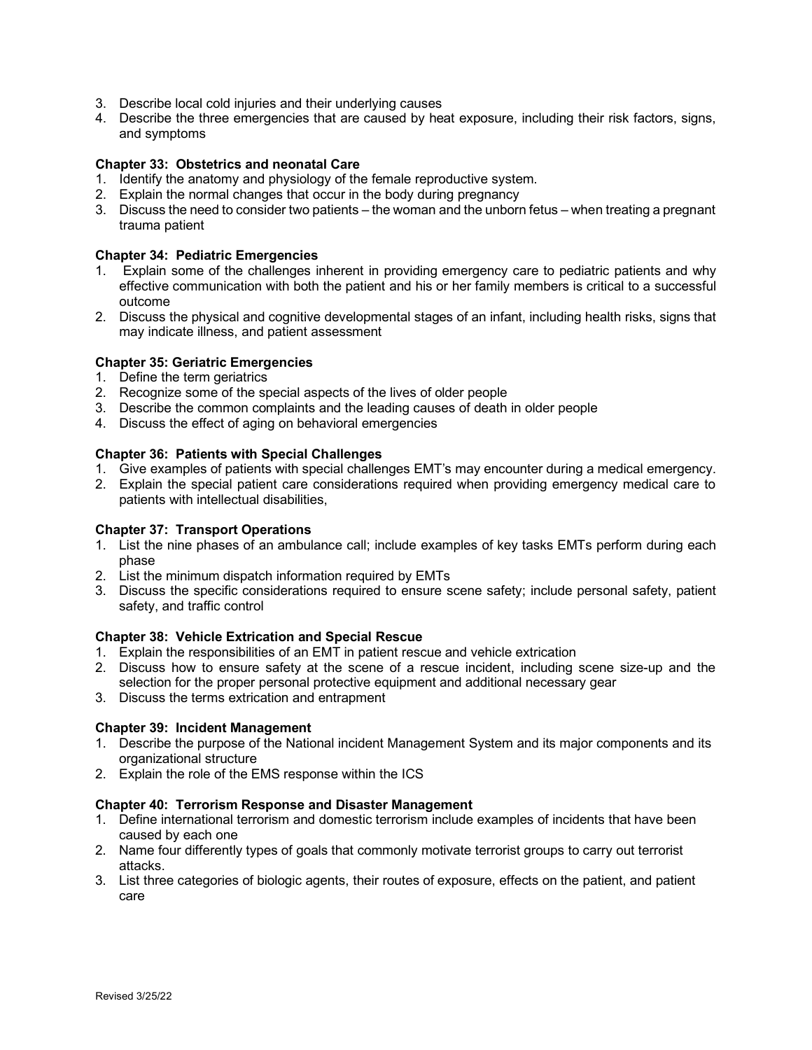3. Describe local cold injuries and their underlying causes
4. Describe the three emergencies that are caused by heat exposure, including their risk factors, signs, and symptoms

**Chapter 33: Obstetrics and neonatal Care**

1. Identify the anatomy and physiology of the female reproductive system.
2. Explain the normal changes that occur in the body during pregnancy
3. Discuss the need to consider two patients – the woman and the unborn fetus – when treating a pregnant trauma patient

**Chapter 34: Pediatric Emergencies**

1. Explain some of the challenges inherent in providing emergency care to pediatric patients and why effective communication with both the patient and his or her family members is critical to a successful outcome
2. Discuss the physical and cognitive developmental stages of an infant, including health risks, signs that may indicate illness, and patient assessment

**Chapter 35: Geriatric Emergencies**

1. Define the term geriatrics
2. Recognize some of the special aspects of the lives of older people
3. Describe the common complaints and the leading causes of death in older people
4. Discuss the effect of aging on behavioral emergencies

**Chapter 36: Patients with Special Challenges**

1. Give examples of patients with special challenges EMT's may encounter during a medical emergency.
2. Explain the special patient care considerations required when providing emergency medical care to patients with intellectual disabilities,

**Chapter 37: Transport Operations**

1. List the nine phases of an ambulance call; include examples of key tasks EMTs perform during each phase
2. List the minimum dispatch information required by EMTs
3. Discuss the specific considerations required to ensure scene safety; include personal safety, patient safety, and traffic control

**Chapter 38: Vehicle Extrication and Special Rescue**

1. Explain the responsibilities of an EMT in patient rescue and vehicle extrication
2. Discuss how to ensure safety at the scene of a rescue incident, including scene size-up and the selection for the proper personal protective equipment and additional necessary gear
3. Discuss the terms extrication and entrapment

**Chapter 39: Incident Management**

1. Describe the purpose of the National incident Management System and its major components and its organizational structure
2. Explain the role of the EMS response within the ICS

**Chapter 40: Terrorism Response and Disaster Management**

1. Define international terrorism and domestic terrorism include examples of incidents that have been caused by each one
2. Name four differently types of goals that commonly motivate terrorist groups to carry out terrorist attacks.
3. List three categories of biologic agents, their routes of exposure, effects on the patient, and patient care

Revised 3/25/22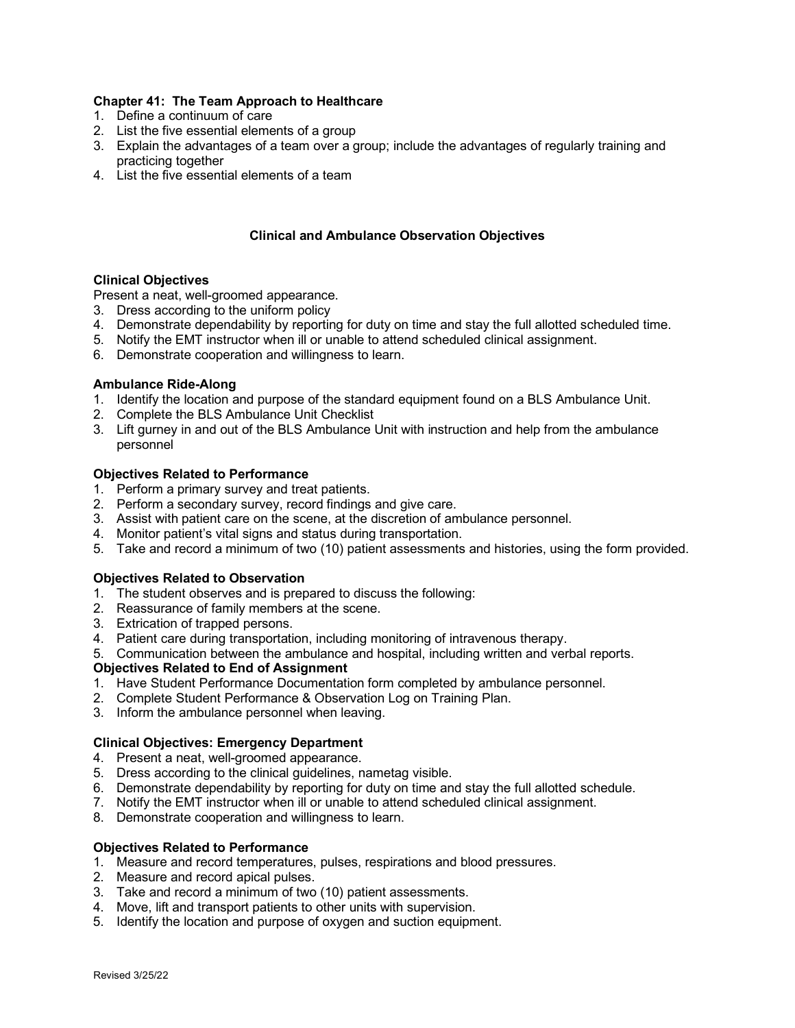**Chapter 41: The Team Approach to Healthcare**

1. Define a continuum of care
2. List the five essential elements of a group
3. Explain the advantages of a team over a group; include the advantages of regularly training and practicing together
4. List the five essential elements of a team

## Clinical and Ambulance Observation Objectives

**Clinical Objectives**

Present a neat, well-groomed appearance.

3. Dress according to the uniform policy
4. Demonstrate dependability by reporting for duty on time and stay the full allotted scheduled time.
5. Notify the EMT instructor when ill or unable to attend scheduled clinical assignment.
6. Demonstrate cooperation and willingness to learn.

**Ambulance Ride-Along**

1. Identify the location and purpose of the standard equipment found on a BLS Ambulance Unit.
2. Complete the BLS Ambulance Unit Checklist
3. Lift gurney in and out of the BLS Ambulance Unit with instruction and help from the ambulance personnel

**Objectives Related to Performance**

1. Perform a primary survey and treat patients.
2. Perform a secondary survey, record findings and give care.
3. Assist with patient care on the scene, at the discretion of ambulance personnel.
4. Monitor patient's vital signs and status during transportation.
5. Take and record a minimum of two (10) patient assessments and histories, using the form provided.

**Objectives Related to Observation**

1. The student observes and is prepared to discuss the following:
2. Reassurance of family members at the scene.
3. Extrication of trapped persons.
4. Patient care during transportation, including monitoring of intravenous therapy.
5. Communication between the ambulance and hospital, including written and verbal reports.

**Objectives Related to End of Assignment**

1. Have Student Performance Documentation form completed by ambulance personnel.
2. Complete Student Performance & Observation Log on Training Plan.
3. Inform the ambulance personnel when leaving.

**Clinical Objectives: Emergency Department**

4. Present a neat, well-groomed appearance.
5. Dress according to the clinical guidelines, nametag visible.
6. Demonstrate dependability by reporting for duty on time and stay the full allotted schedule.
7. Notify the EMT instructor when ill or unable to attend scheduled clinical assignment.
8. Demonstrate cooperation and willingness to learn.

**Objectives Related to Performance**

1. Measure and record temperatures, pulses, respirations and blood pressures.
2. Measure and record apical pulses.
3. Take and record a minimum of two (10) patient assessments.
4. Move, lift and transport patients to other units with supervision.
5. Identify the location and purpose of oxygen and suction equipment.

Revised 3/25/22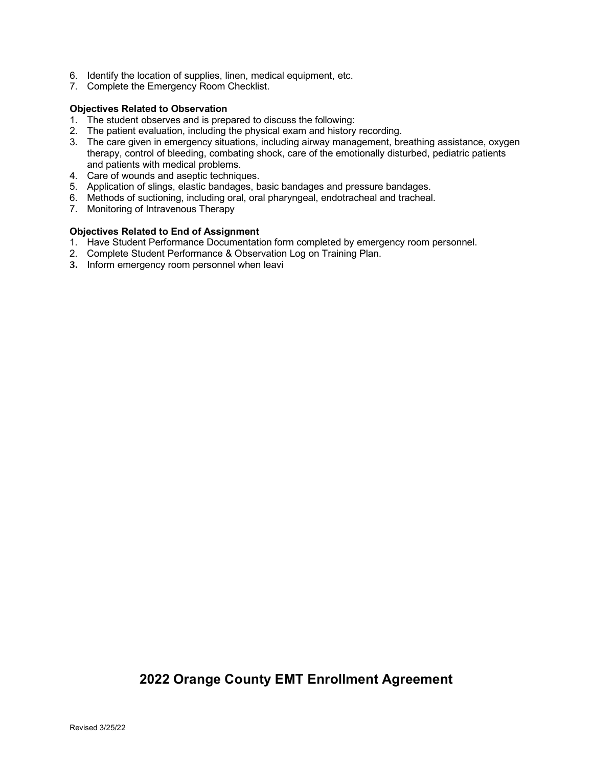6. Identify the location of supplies, linen, medical equipment, etc.
7. Complete the Emergency Room Checklist.

**Objectives Related to Observation**

1. The student observes and is prepared to discuss the following:
2. The patient evaluation, including the physical exam and history recording.
3. The care given in emergency situations, including airway management, breathing assistance, oxygen therapy, control of bleeding, combating shock, care of the emotionally disturbed, pediatric patients and patients with medical problems.
4. Care of wounds and aseptic techniques.
5. Application of slings, elastic bandages, basic bandages and pressure bandages.
6. Methods of suctioning, including oral, oral pharyngeal, endotracheal and tracheal.
7. Monitoring of Intravenous Therapy

**Objectives Related to End of Assignment**

1. Have Student Performance Documentation form completed by emergency room personnel.
2. Complete Student Performance & Observation Log on Training Plan.
3. Inform emergency room personnel when leavi

## 2022 Orange County EMT Enrollment Agreement

Revised 3/25/22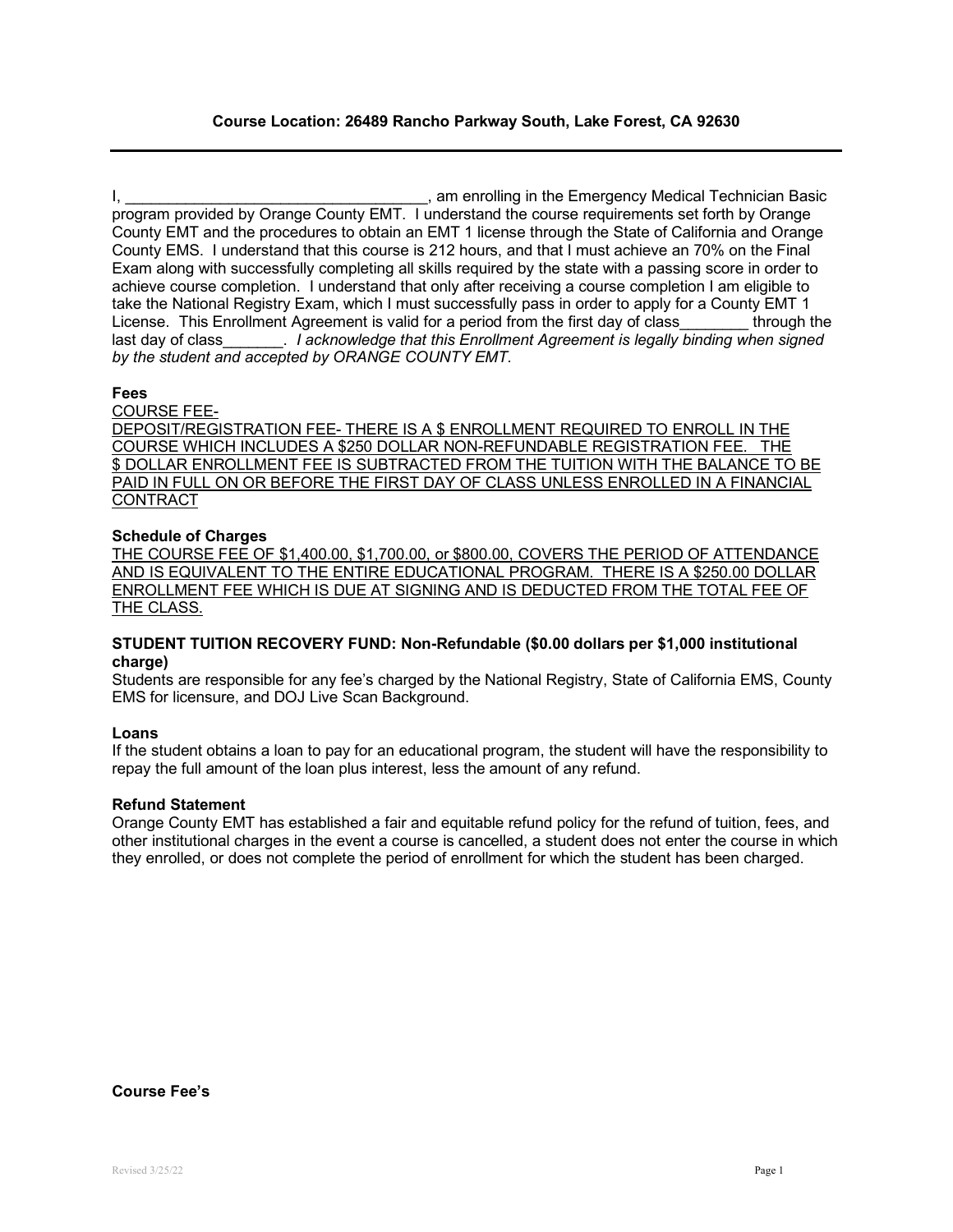**Course Location: 26489 Rancho Parkway South, Lake Forest, CA 92630**

---

I, ___________________________________, am enrolling in the Emergency Medical Technician Basic program provided by Orange County EMT. I understand the course requirements set forth by Orange County EMT and the procedures to obtain an EMT 1 license through the State of California and Orange County EMS. I understand that this course is 212 hours, and that I must achieve an 70% on the Final Exam along with successfully completing all skills required by the state with a passing score in order to achieve course completion. I understand that only after receiving a course completion I am eligible to take the National Registry Exam, which I must successfully pass in order to apply for a County EMT 1 License. This Enrollment Agreement is valid for a period from the first day of class________ through the last day of class_______. *I acknowledge that this Enrollment Agreement is legally binding when signed by the student and accepted by ORANGE COUNTY EMT.*

**Fees**

<u>COURSE FEE-</u>
<u>DEPOSIT/REGISTRATION FEE- THERE IS A $ ENROLLMENT REQUIRED TO ENROLL IN THE COURSE WHICH INCLUDES A $250 DOLLAR NON-REFUNDABLE REGISTRATION FEE. THE $ DOLLAR ENROLLMENT FEE IS SUBTRACTED FROM THE TUITION WITH THE BALANCE TO BE PAID IN FULL ON OR BEFORE THE FIRST DAY OF CLASS UNLESS ENROLLED IN A FINANCIAL CONTRACT</u>

**Schedule of Charges**

<u>THE COURSE FEE OF $1,400.00, $1,700.00, or $800.00, COVERS THE PERIOD OF ATTENDANCE AND IS EQUIVALENT TO THE ENTIRE EDUCATIONAL PROGRAM. THERE IS A $250.00 DOLLAR ENROLLMENT FEE WHICH IS DUE AT SIGNING AND IS DEDUCTED FROM THE TOTAL FEE OF THE CLASS.</u>

**STUDENT TUITION RECOVERY FUND: Non-Refundable ($0.00 dollars per $1,000 institutional charge)**

Students are responsible for any fee's charged by the National Registry, State of California EMS, County EMS for licensure, and DOJ Live Scan Background.

**Loans**

If the student obtains a loan to pay for an educational program, the student will have the responsibility to repay the full amount of the loan plus interest, less the amount of any refund.

**Refund Statement**

Orange County EMT has established a fair and equitable refund policy for the refund of tuition, fees, and other institutional charges in the event a course is cancelled, a student does not enter the course in which they enrolled, or does not complete the period of enrollment for which the student has been charged.

**Course Fee's**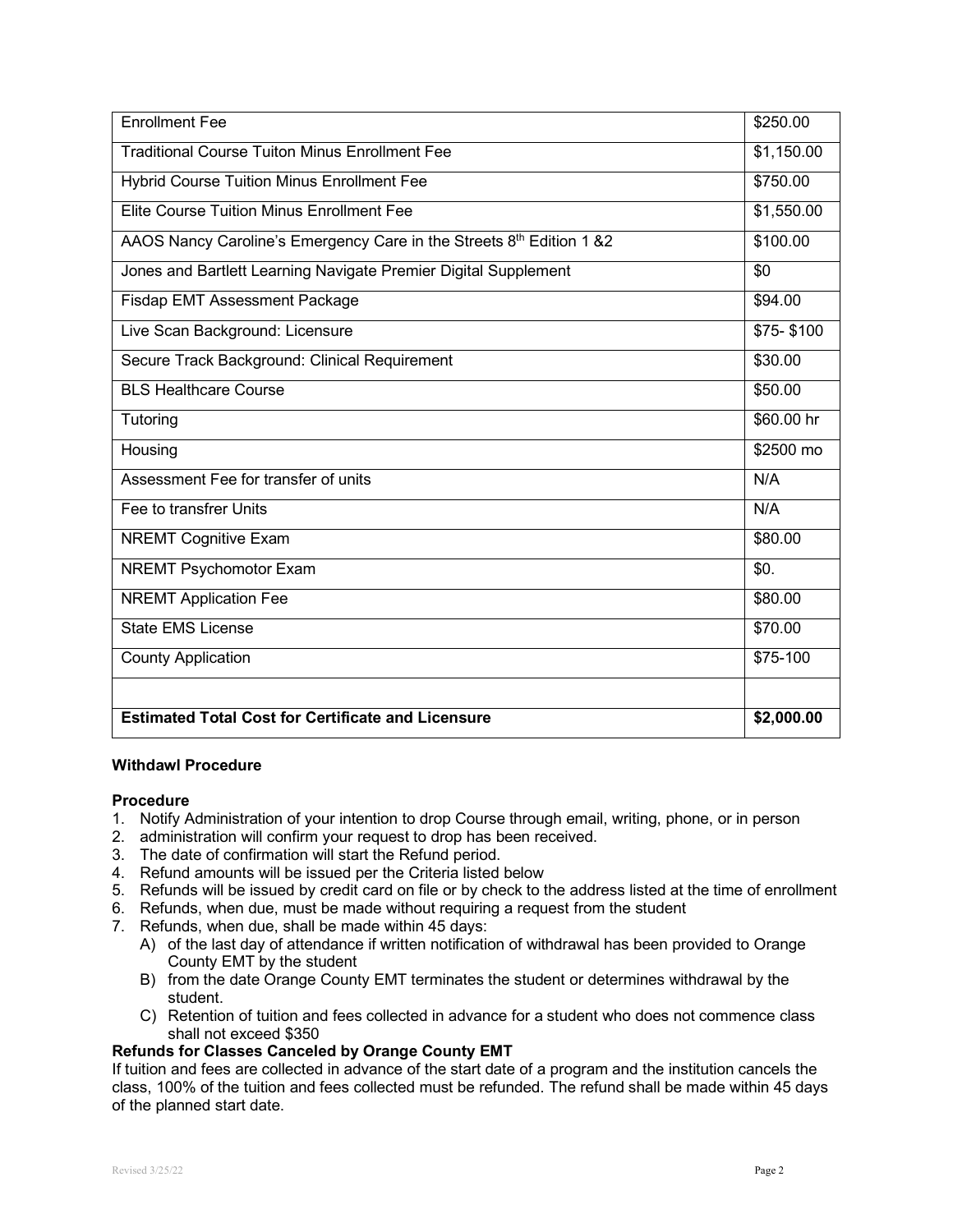| Enrollment Fee | $250.00 |
|---|---|
| Traditional Course Tuiton Minus Enrollment Fee | $1,150.00 |
| Hybrid Course Tuition Minus Enrollment Fee | $750.00 |
| Elite Course Tuition Minus Enrollment Fee | $1,550.00 |
| AAOS Nancy Caroline's Emergency Care in the Streets 8th Edition 1 &2 | $100.00 |
| Jones and Bartlett Learning Navigate Premier Digital Supplement | $0 |
| Fisdap EMT Assessment Package | $94.00 |
| Live Scan Background: Licensure | $75- $100 |
| Secure Track Background: Clinical Requirement | $30.00 |
| BLS Healthcare Course | $50.00 |
| Tutoring | $60.00 hr |
| Housing | $2500 mo |
| Assessment Fee for transfer of units | N/A |
| Fee to transfrer Units | N/A |
| NREMT Cognitive Exam | $80.00 |
| NREMT Psychomotor Exam | $0. |
| NREMT Application Fee | $80.00 |
| State EMS License | $70.00 |
| County Application | $75-100 |
| | |
| **Estimated Total Cost for Certificate and Licensure** | **$2,000.00** |

**Withdawl Procedure**

**Procedure**

1. Notify Administration of your intention to drop Course through email, writing, phone, or in person
2. administration will confirm your request to drop has been received.
3. The date of confirmation will start the Refund period.
4. Refund amounts will be issued per the Criteria listed below
5. Refunds will be issued by credit card on file or by check to the address listed at the time of enrollment
6. Refunds, when due, must be made without requiring a request from the student
7. Refunds, when due, shall be made within 45 days:
   A) of the last day of attendance if written notification of withdrawal has been provided to Orange County EMT by the student
   B) from the date Orange County EMT terminates the student or determines withdrawal by the student.
   C) Retention of tuition and fees collected in advance for a student who does not commence class shall not exceed $350

**Refunds for Classes Canceled by Orange County EMT**

If tuition and fees are collected in advance of the start date of a program and the institution cancels the class, 100% of the tuition and fees collected must be refunded. The refund shall be made within 45 days of the planned start date.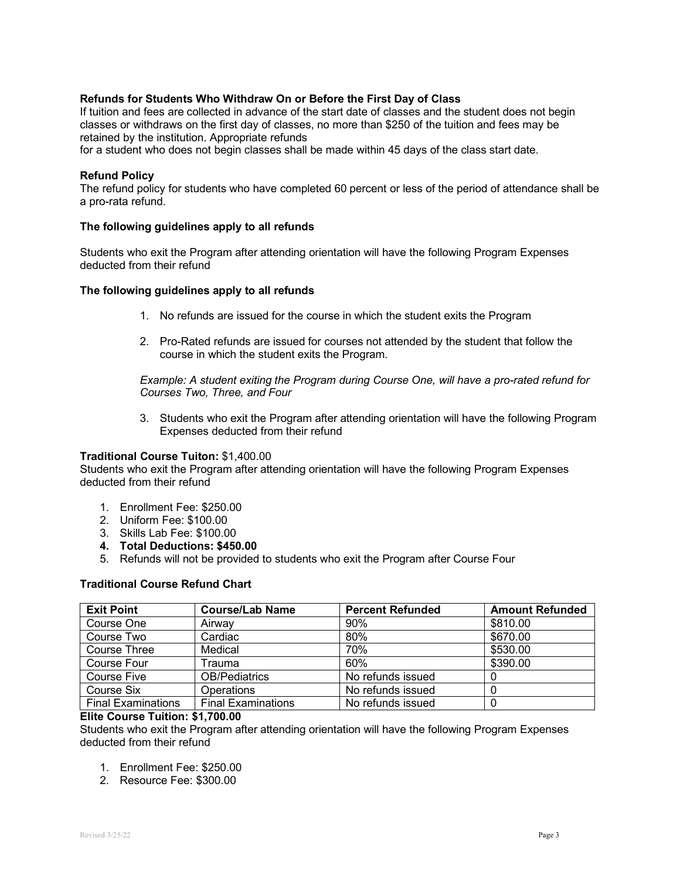**Refunds for Students Who Withdraw On or Before the First Day of Class**

If tuition and fees are collected in advance of the start date of classes and the student does not begin classes or withdraws on the first day of classes, no more than $250 of the tuition and fees may be retained by the institution. Appropriate refunds
for a student who does not begin classes shall be made within 45 days of the class start date.

**Refund Policy**

The refund policy for students who have completed 60 percent or less of the period of attendance shall be a pro-rata refund.

**The following guidelines apply to all refunds**

Students who exit the Program after attending orientation will have the following Program Expenses deducted from their refund

**The following guidelines apply to all refunds**

1. No refunds are issued for the course in which the student exits the Program

2. Pro-Rated refunds are issued for courses not attended by the student that follow the course in which the student exits the Program.

   *Example: A student exiting the Program during Course One, will have a pro-rated refund for Courses Two, Three, and Four*

3. Students who exit the Program after attending orientation will have the following Program Expenses deducted from their refund

**Traditional Course Tuiton:** $1,400.00

Students who exit the Program after attending orientation will have the following Program Expenses deducted from their refund

1. Enrollment Fee: $250.00
2. Uniform Fee: $100.00
3. Skills Lab Fee: $100.00
4. **Total Deductions: $450.00**
5. Refunds will not be provided to students who exit the Program after Course Four

**Traditional Course Refund Chart**

| Exit Point | Course/Lab Name | Percent Refunded | Amount Refunded |
|---|---|---|---|
| Course One | Airway | 90% | $810.00 |
| Course Two | Cardiac | 80% | $670.00 |
| Course Three | Medical | 70% | $530.00 |
| Course Four | Trauma | 60% | $390.00 |
| Course Five | OB/Pediatrics | No refunds issued | 0 |
| Course Six | Operations | No refunds issued | 0 |
| Final Examinations | Final Examinations | No refunds issued | 0 |

**Elite Course Tuition: $1,700.00**

Students who exit the Program after attending orientation will have the following Program Expenses deducted from their refund

1. Enrollment Fee: $250.00
2. Resource Fee: $300.00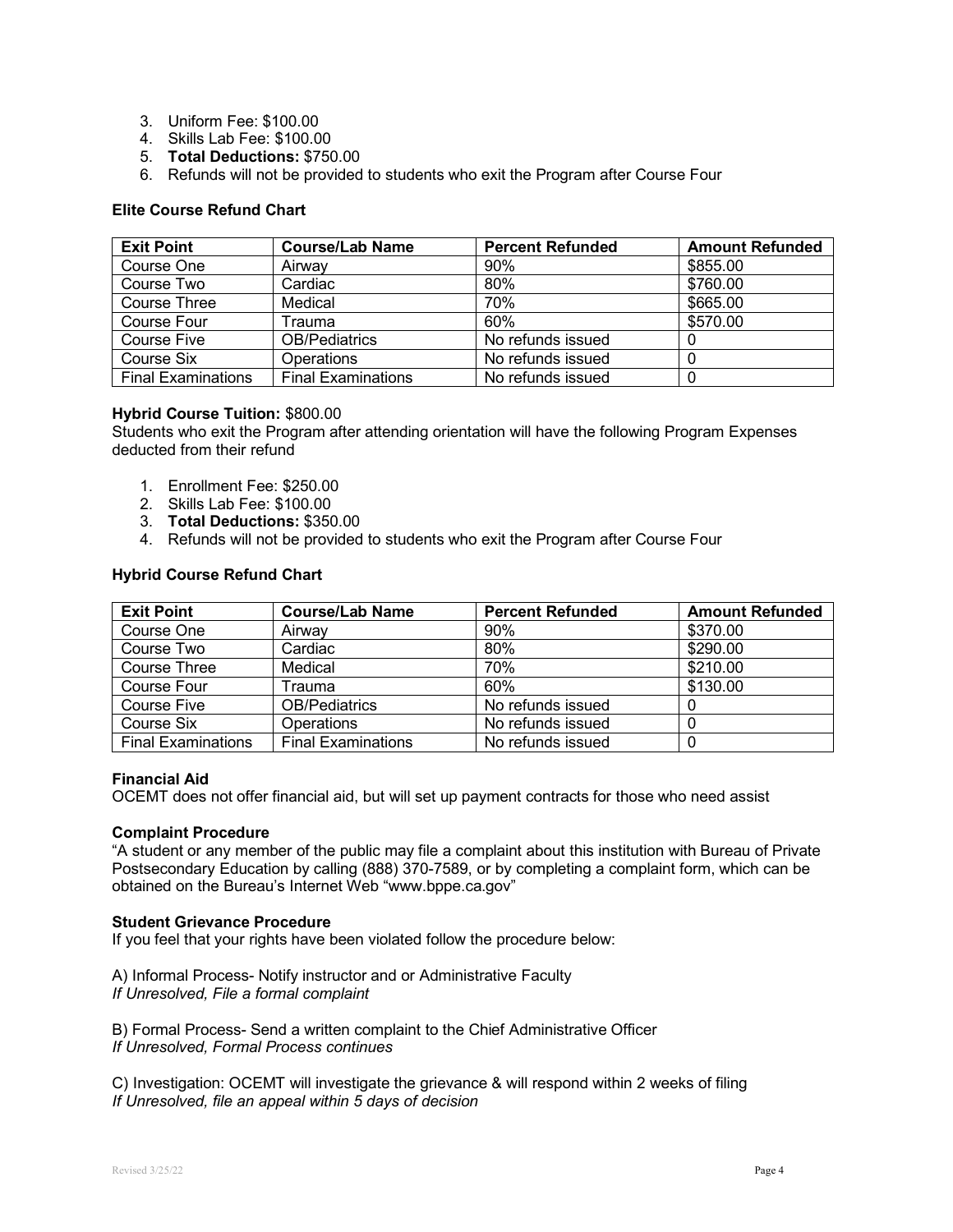3. Uniform Fee: $100.00
4. Skills Lab Fee: $100.00
5. **Total Deductions:** $750.00
6. Refunds will not be provided to students who exit the Program after Course Four

**Elite Course Refund Chart**

| Exit Point | Course/Lab Name | Percent Refunded | Amount Refunded |
|---|---|---|---|
| Course One | Airway | 90% | $855.00 |
| Course Two | Cardiac | 80% | $760.00 |
| Course Three | Medical | 70% | $665.00 |
| Course Four | Trauma | 60% | $570.00 |
| Course Five | OB/Pediatrics | No refunds issued | 0 |
| Course Six | Operations | No refunds issued | 0 |
| Final Examinations | Final Examinations | No refunds issued | 0 |

**Hybrid Course Tuition:** $800.00
Students who exit the Program after attending orientation will have the following Program Expenses deducted from their refund

1. Enrollment Fee: $250.00
2. Skills Lab Fee: $100.00
3. **Total Deductions:** $350.00
4. Refunds will not be provided to students who exit the Program after Course Four

**Hybrid Course Refund Chart**

| Exit Point | Course/Lab Name | Percent Refunded | Amount Refunded |
|---|---|---|---|
| Course One | Airway | 90% | $370.00 |
| Course Two | Cardiac | 80% | $290.00 |
| Course Three | Medical | 70% | $210.00 |
| Course Four | Trauma | 60% | $130.00 |
| Course Five | OB/Pediatrics | No refunds issued | 0 |
| Course Six | Operations | No refunds issued | 0 |
| Final Examinations | Final Examinations | No refunds issued | 0 |

**Financial Aid**
OCEMT does not offer financial aid, but will set up payment contracts for those who need assist

**Complaint Procedure**
"A student or any member of the public may file a complaint about this institution with Bureau of Private Postsecondary Education by calling (888) 370-7589, or by completing a complaint form, which can be obtained on the Bureau's Internet Web "www.bppe.ca.gov"

**Student Grievance Procedure**
If you feel that your rights have been violated follow the procedure below:

A) Informal Process- Notify instructor and or Administrative Faculty
*If Unresolved, File a formal complaint*

B) Formal Process- Send a written complaint to the Chief Administrative Officer
*If Unresolved, Formal Process continues*

C) Investigation: OCEMT will investigate the grievance & will respond within 2 weeks of filing
*If Unresolved, file an appeal within 5 days of decision*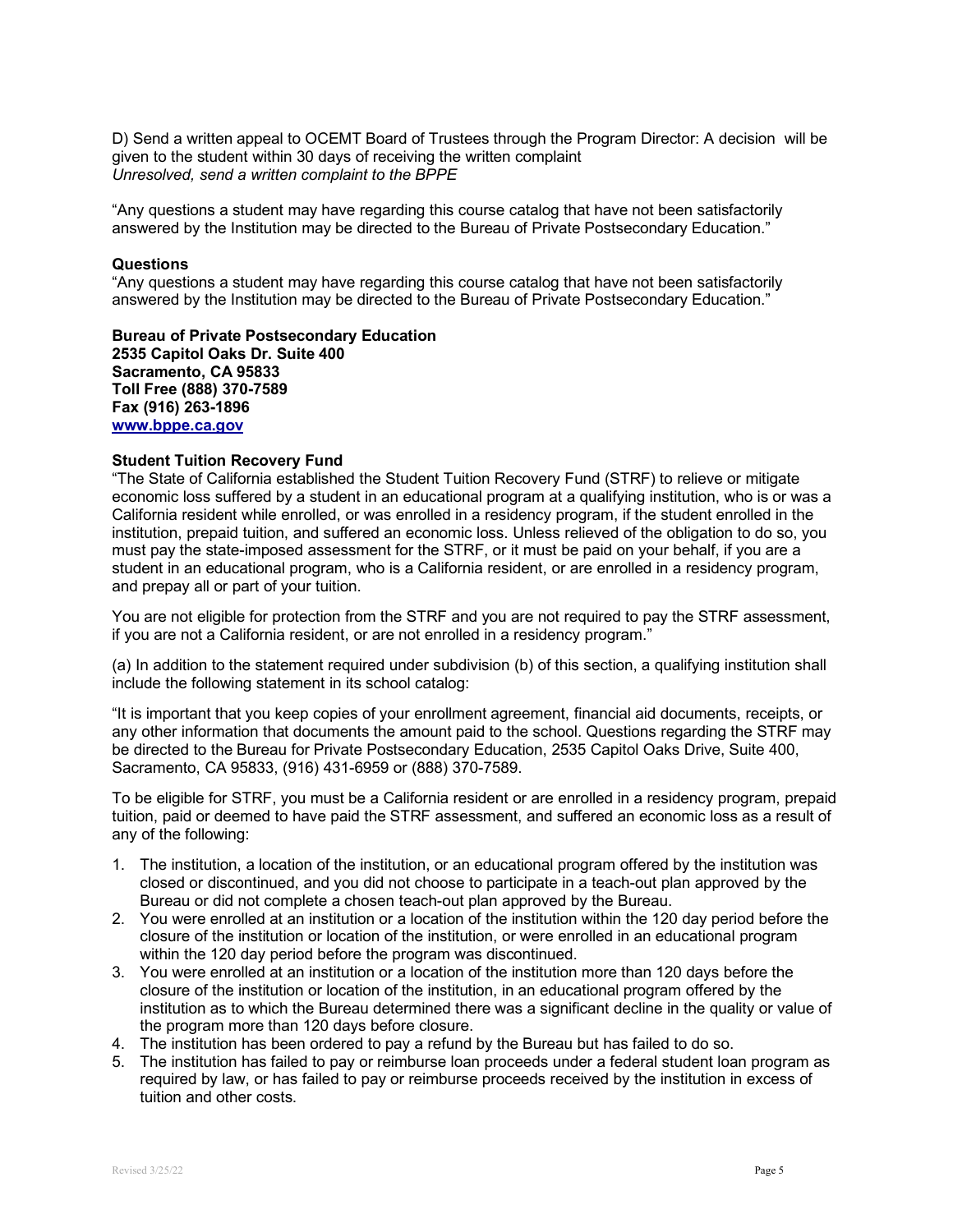D) Send a written appeal to OCEMT Board of Trustees through the Program Director: A decision will be given to the student within 30 days of receiving the written complaint
*Unresolved, send a written complaint to the BPPE*

“Any questions a student may have regarding this course catalog that have not been satisfactorily answered by the Institution may be directed to the Bureau of Private Postsecondary Education.”

**Questions**
“Any questions a student may have regarding this course catalog that have not been satisfactorily answered by the Institution may be directed to the Bureau of Private Postsecondary Education.”

**Bureau of Private Postsecondary Education**
**2535 Capitol Oaks Dr. Suite 400**
**Sacramento, CA 95833**
**Toll Free (888) 370-7589**
**Fax (916) 263-1896**
**[www.bppe.ca.gov](http://www.bppe.ca.gov)**

**Student Tuition Recovery Fund**
“The State of California established the Student Tuition Recovery Fund (STRF) to relieve or mitigate economic loss suffered by a student in an educational program at a qualifying institution, who is or was a California resident while enrolled, or was enrolled in a residency program, if the student enrolled in the institution, prepaid tuition, and suffered an economic loss. Unless relieved of the obligation to do so, you must pay the state-imposed assessment for the STRF, or it must be paid on your behalf, if you are a student in an educational program, who is a California resident, or are enrolled in a residency program, and prepay all or part of your tuition.

You are not eligible for protection from the STRF and you are not required to pay the STRF assessment, if you are not a California resident, or are not enrolled in a residency program.”

(a) In addition to the statement required under subdivision (b) of this section, a qualifying institution shall include the following statement in its school catalog:

“It is important that you keep copies of your enrollment agreement, financial aid documents, receipts, or any other information that documents the amount paid to the school. Questions regarding the STRF may be directed to the Bureau for Private Postsecondary Education, 2535 Capitol Oaks Drive, Suite 400, Sacramento, CA 95833, (916) 431-6959 or (888) 370-7589.

To be eligible for STRF, you must be a California resident or are enrolled in a residency program, prepaid tuition, paid or deemed to have paid the STRF assessment, and suffered an economic loss as a result of any of the following:

1. The institution, a location of the institution, or an educational program offered by the institution was closed or discontinued, and you did not choose to participate in a teach-out plan approved by the Bureau or did not complete a chosen teach-out plan approved by the Bureau.
2. You were enrolled at an institution or a location of the institution within the 120 day period before the closure of the institution or location of the institution, or were enrolled in an educational program within the 120 day period before the program was discontinued.
3. You were enrolled at an institution or a location of the institution more than 120 days before the closure of the institution or location of the institution, in an educational program offered by the institution as to which the Bureau determined there was a significant decline in the quality or value of the program more than 120 days before closure.
4. The institution has been ordered to pay a refund by the Bureau but has failed to do so.
5. The institution has failed to pay or reimburse loan proceeds under a federal student loan program as required by law, or has failed to pay or reimburse proceeds received by the institution in excess of tuition and other costs.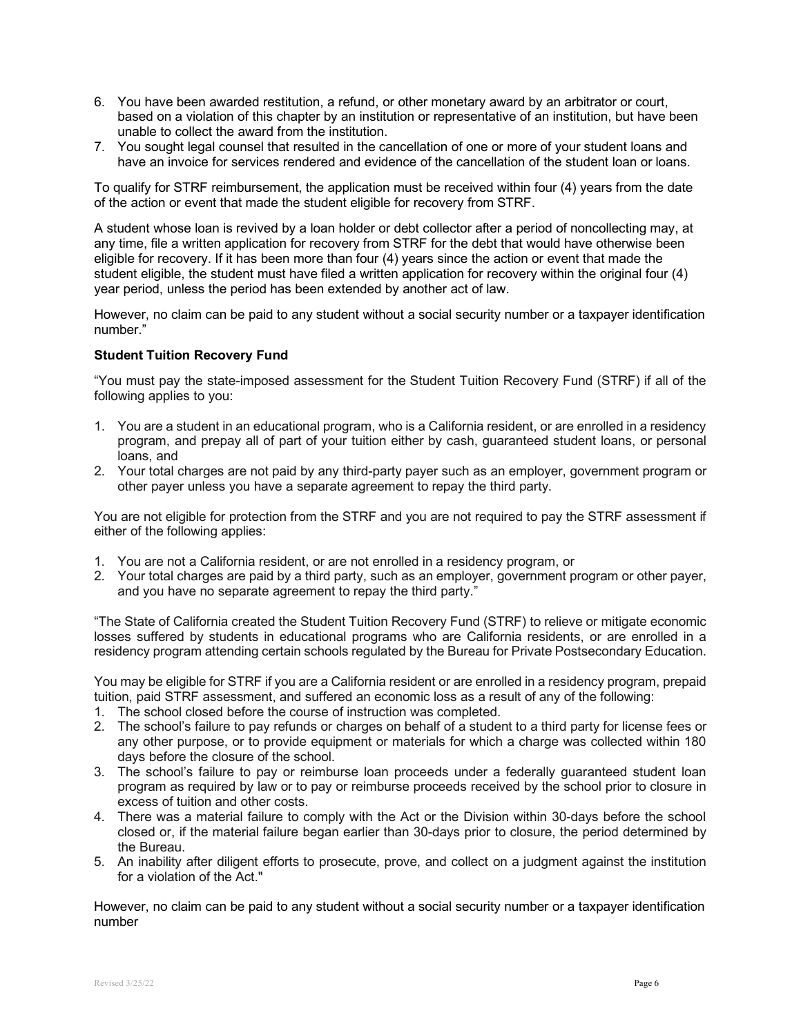6. You have been awarded restitution, a refund, or other monetary award by an arbitrator or court, based on a violation of this chapter by an institution or representative of an institution, but have been unable to collect the award from the institution.
7. You sought legal counsel that resulted in the cancellation of one or more of your student loans and have an invoice for services rendered and evidence of the cancellation of the student loan or loans.

To qualify for STRF reimbursement, the application must be received within four (4) years from the date of the action or event that made the student eligible for recovery from STRF.

A student whose loan is revived by a loan holder or debt collector after a period of noncollecting may, at any time, file a written application for recovery from STRF for the debt that would have otherwise been eligible for recovery. If it has been more than four (4) years since the action or event that made the student eligible, the student must have filed a written application for recovery within the original four (4) year period, unless the period has been extended by another act of law.

However, no claim can be paid to any student without a social security number or a taxpayer identification number."

**Student Tuition Recovery Fund**

"You must pay the state-imposed assessment for the Student Tuition Recovery Fund (STRF) if all of the following applies to you:

1. You are a student in an educational program, who is a California resident, or are enrolled in a residency program, and prepay all of part of your tuition either by cash, guaranteed student loans, or personal loans, and
2. Your total charges are not paid by any third-party payer such as an employer, government program or other payer unless you have a separate agreement to repay the third party.

You are not eligible for protection from the STRF and you are not required to pay the STRF assessment if either of the following applies:

1. You are not a California resident, or are not enrolled in a residency program, or
2. Your total charges are paid by a third party, such as an employer, government program or other payer, and you have no separate agreement to repay the third party."

"The State of California created the Student Tuition Recovery Fund (STRF) to relieve or mitigate economic losses suffered by students in educational programs who are California residents, or are enrolled in a residency program attending certain schools regulated by the Bureau for Private Postsecondary Education.

You may be eligible for STRF if you are a California resident or are enrolled in a residency program, prepaid tuition, paid STRF assessment, and suffered an economic loss as a result of any of the following:

1. The school closed before the course of instruction was completed.
2. The school's failure to pay refunds or charges on behalf of a student to a third party for license fees or any other purpose, or to provide equipment or materials for which a charge was collected within 180 days before the closure of the school.
3. The school's failure to pay or reimburse loan proceeds under a federally guaranteed student loan program as required by law or to pay or reimburse proceeds received by the school prior to closure in excess of tuition and other costs.
4. There was a material failure to comply with the Act or the Division within 30-days before the school closed or, if the material failure began earlier than 30-days prior to closure, the period determined by the Bureau.
5. An inability after diligent efforts to prosecute, prove, and collect on a judgment against the institution for a violation of the Act."

However, no claim can be paid to any student without a social security number or a taxpayer identification number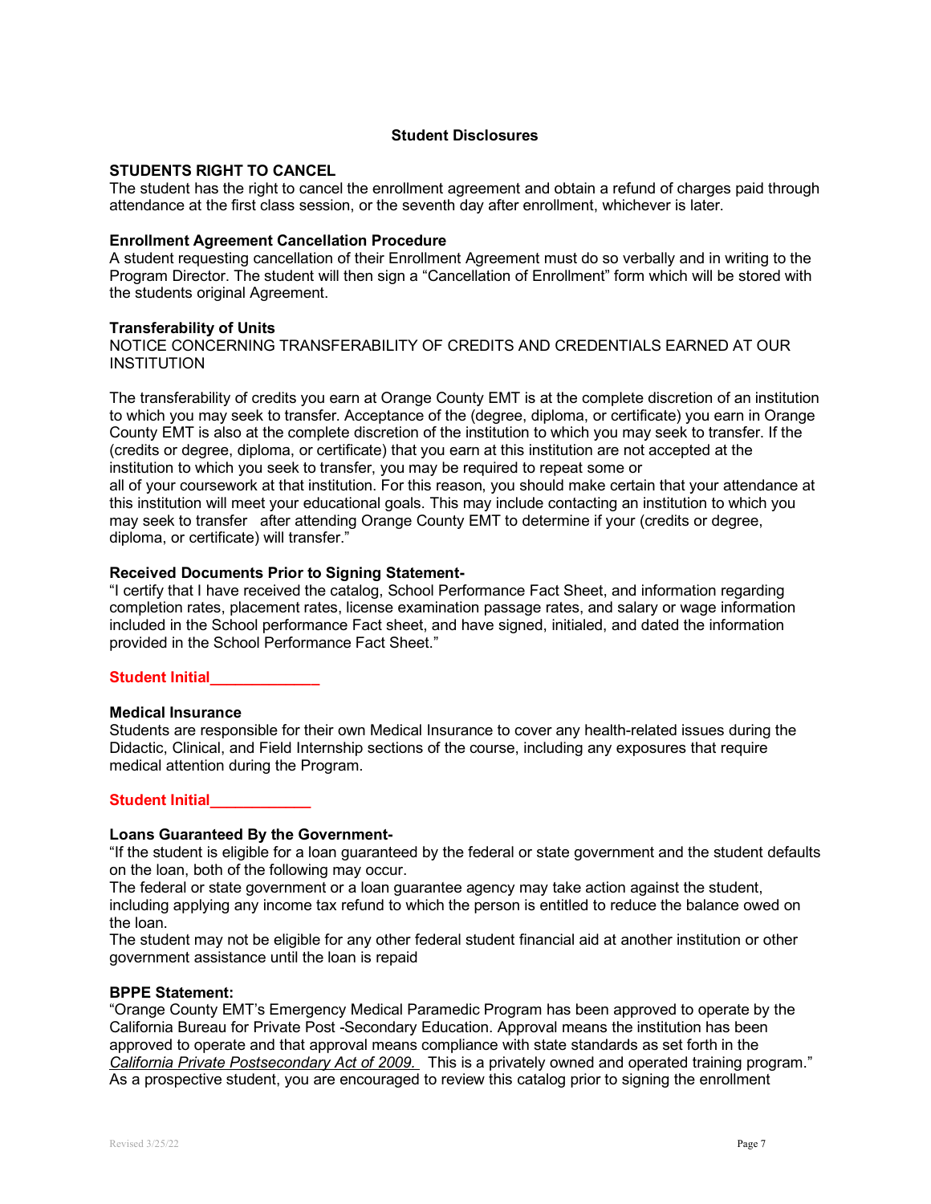## Student Disclosures

**STUDENTS RIGHT TO CANCEL**
The student has the right to cancel the enrollment agreement and obtain a refund of charges paid through attendance at the first class session, or the seventh day after enrollment, whichever is later.

**Enrollment Agreement Cancellation Procedure**
A student requesting cancellation of their Enrollment Agreement must do so verbally and in writing to the Program Director. The student will then sign a "Cancellation of Enrollment" form which will be stored with the students original Agreement.

**Transferability of Units**
NOTICE CONCERNING TRANSFERABILITY OF CREDITS AND CREDENTIALS EARNED AT OUR INSTITUTION

The transferability of credits you earn at Orange County EMT is at the complete discretion of an institution to which you may seek to transfer. Acceptance of the (degree, diploma, or certificate) you earn in Orange County EMT is also at the complete discretion of the institution to which you may seek to transfer. If the (credits or degree, diploma, or certificate) that you earn at this institution are not accepted at the institution to which you seek to transfer, you may be required to repeat some or all of your coursework at that institution. For this reason, you should make certain that your attendance at this institution will meet your educational goals. This may include contacting an institution to which you may seek to transfer after attending Orange County EMT to determine if your (credits or degree, diploma, or certificate) will transfer."

**Received Documents Prior to Signing Statement-**
"I certify that I have received the catalog, School Performance Fact Sheet, and information regarding completion rates, placement rates, license examination passage rates, and salary or wage information included in the School performance Fact sheet, and have signed, initialed, and dated the information provided in the School Performance Fact Sheet."

**Student Initial_____________**

**Medical Insurance**
Students are responsible for their own Medical Insurance to cover any health-related issues during the Didactic, Clinical, and Field Internship sections of the course, including any exposures that require medical attention during the Program.

**Student Initial____________**

**Loans Guaranteed By the Government-**
"If the student is eligible for a loan guaranteed by the federal or state government and the student defaults on the loan, both of the following may occur.
The federal or state government or a loan guarantee agency may take action against the student, including applying any income tax refund to which the person is entitled to reduce the balance owed on the loan.
The student may not be eligible for any other federal student financial aid at another institution or other government assistance until the loan is repaid

**BPPE Statement:**
"Orange County EMT's Emergency Medical Paramedic Program has been approved to operate by the California Bureau for Private Post -Secondary Education. Approval means the institution has been approved to operate and that approval means compliance with state standards as set forth in the *California Private Postsecondary Act of 2009.* This is a privately owned and operated training program."
As a prospective student, you are encouraged to review this catalog prior to signing the enrollment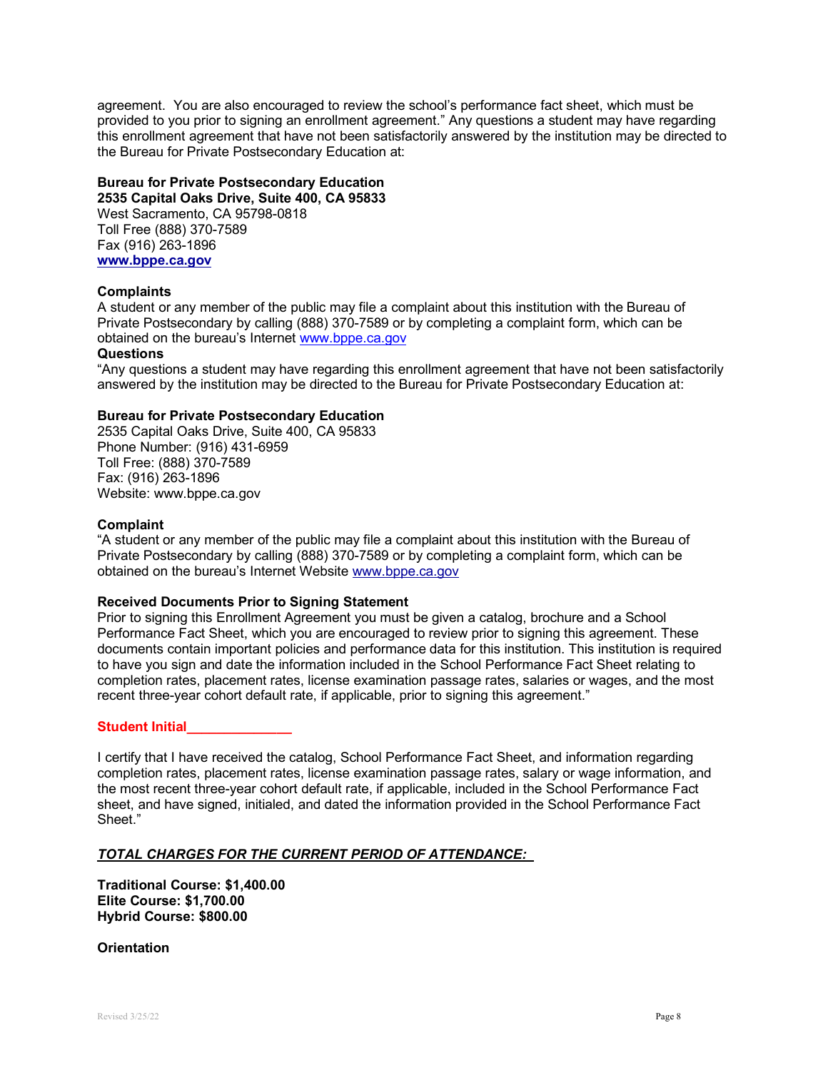agreement. You are also encouraged to review the school's performance fact sheet, which must be provided to you prior to signing an enrollment agreement." Any questions a student may have regarding this enrollment agreement that have not been satisfactorily answered by the institution may be directed to the Bureau for Private Postsecondary Education at:

**Bureau for Private Postsecondary Education**
**2535 Capital Oaks Drive, Suite 400, CA 95833**
West Sacramento, CA 95798-0818
Toll Free (888) 370-7589
Fax (916) 263-1896
**www.bppe.ca.gov**

**Complaints**
A student or any member of the public may file a complaint about this institution with the Bureau of Private Postsecondary by calling (888) 370-7589 or by completing a complaint form, which can be obtained on the bureau's Internet www.bppe.ca.gov

**Questions**
"Any questions a student may have regarding this enrollment agreement that have not been satisfactorily answered by the institution may be directed to the Bureau for Private Postsecondary Education at:

**Bureau for Private Postsecondary Education**
2535 Capital Oaks Drive, Suite 400, CA 95833
Phone Number: (916) 431-6959
Toll Free: (888) 370-7589
Fax: (916) 263-1896
Website: www.bppe.ca.gov

**Complaint**
"A student or any member of the public may file a complaint about this institution with the Bureau of Private Postsecondary by calling (888) 370-7589 or by completing a complaint form, which can be obtained on the bureau's Internet Website www.bppe.ca.gov

**Received Documents Prior to Signing Statement**
Prior to signing this Enrollment Agreement you must be given a catalog, brochure and a School Performance Fact Sheet, which you are encouraged to review prior to signing this agreement. These documents contain important policies and performance data for this institution. This institution is required to have you sign and date the information included in the School Performance Fact Sheet relating to completion rates, placement rates, license examination passage rates, salaries or wages, and the most recent three-year cohort default rate, if applicable, prior to signing this agreement."

**Student Initial______________**

I certify that I have received the catalog, School Performance Fact Sheet, and information regarding completion rates, placement rates, license examination passage rates, salary or wage information, and the most recent three-year cohort default rate, if applicable, included in the School Performance Fact sheet, and have signed, initialed, and dated the information provided in the School Performance Fact Sheet."

***TOTAL CHARGES FOR THE CURRENT PERIOD OF ATTENDANCE:***

**Traditional Course: $1,400.00**
**Elite Course: $1,700.00**
**Hybrid Course: $800.00**

**Orientation**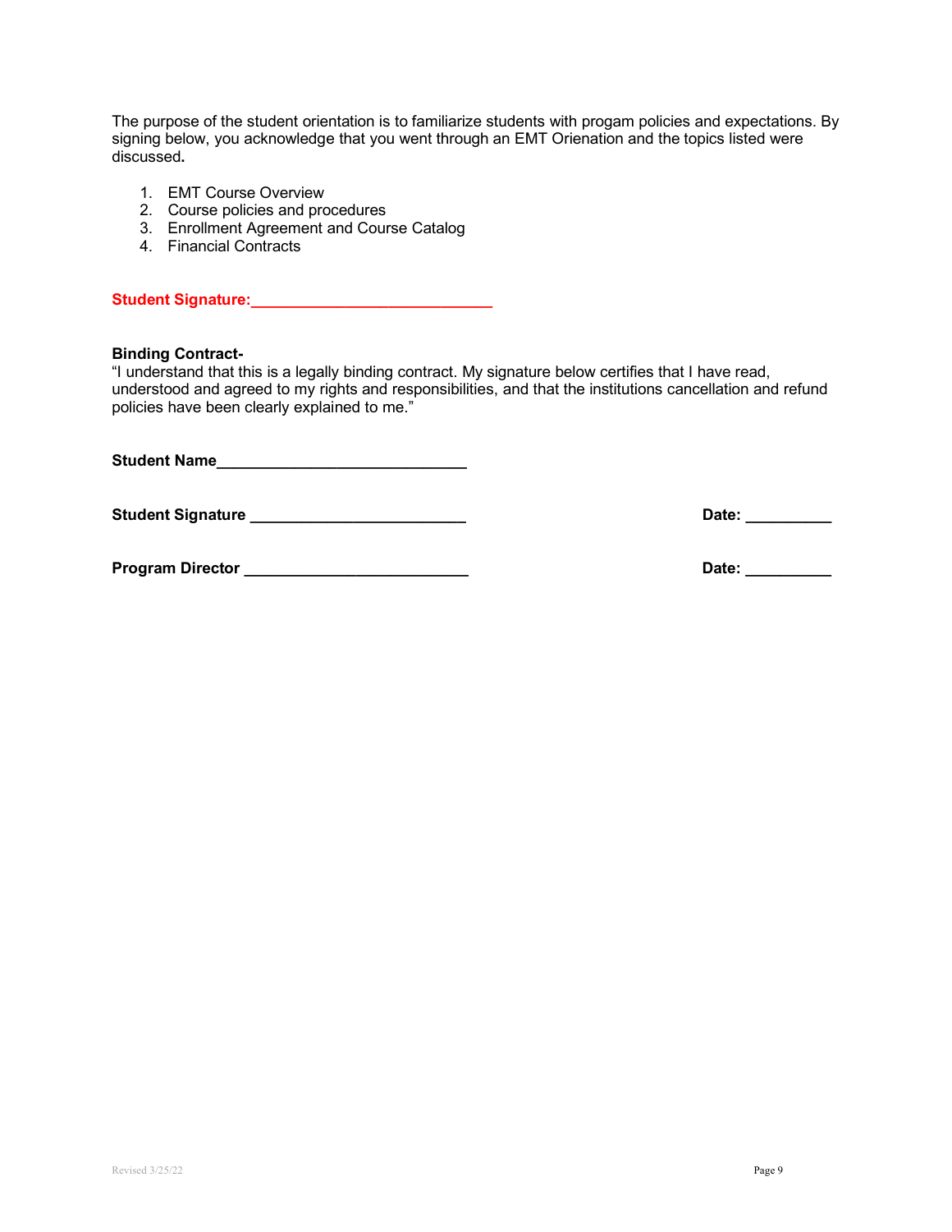The purpose of the student orientation is to familiarize students with progam policies and expectations. By signing below, you acknowledge that you went through an EMT Orienation and the topics listed were discussed**.**

1. EMT Course Overview
2. Course policies and procedures
3. Enrollment Agreement and Course Catalog
4. Financial Contracts

**Student Signature:____________________________**

**Binding Contract-**
"I understand that this is a legally binding contract. My signature below certifies that I have read, understood and agreed to my rights and responsibilities, and that the institutions cancellation and refund policies have been clearly explained to me."

**Student Name_____________________________**

**Student Signature _________________________** **Date: __________**

**Program Director __________________________** **Date: __________**

Revised 3/25/22